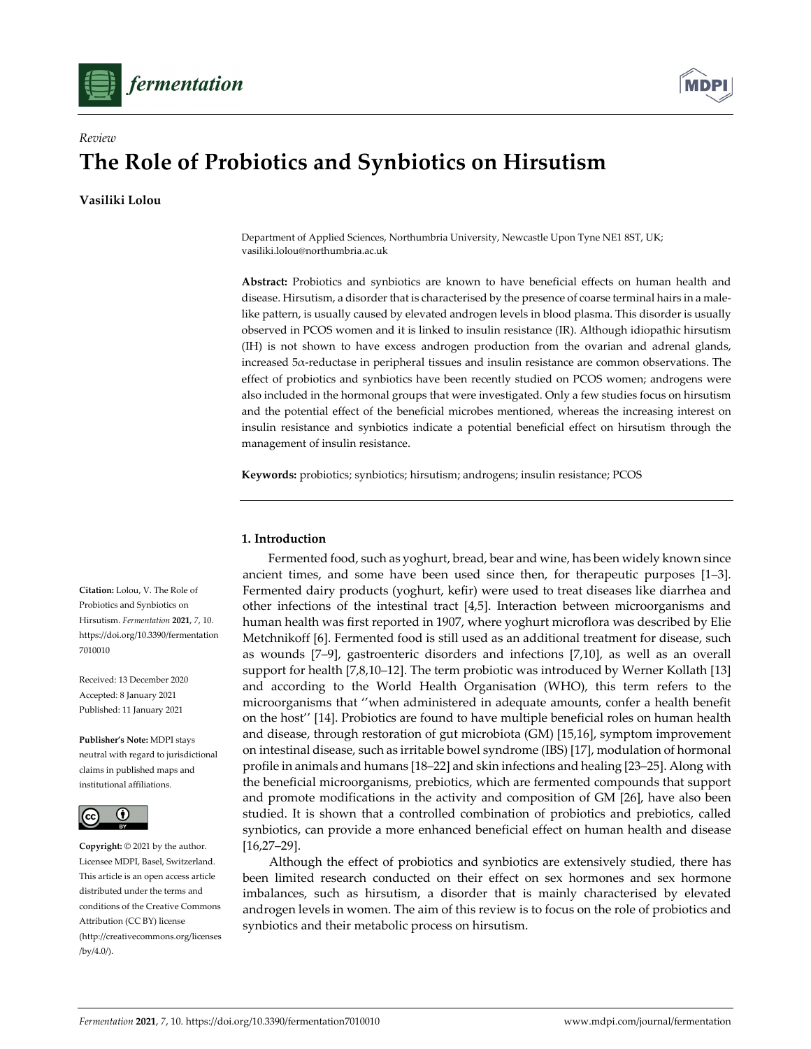*Review*

# The Role of Probiotics and Synbiotics on Hirsutism

**Vasiliki Lolou**

Department of Applied Sciences, Northumbria University, Newcastle Upon Tyne NE1 8ST, UK; vasiliki.lolou@northumbria.ac.uk

**Abstract:** Probiotics and synbiotics are known to have beneficial effects on human health and disease. Hirsutism, a disorder that is characterised by the presence of coarse terminal hairs in a male-like pattern, is usually caused by elevated androgen levels in blood plasma. This disorder is usually observed in PCOS women and it is linked to insulin resistance (IR). Although idiopathic hirsutism (IH) is not shown to have excess androgen production from the ovarian and adrenal glands, increased 5α-reductase in peripheral tissues and insulin resistance are common observations. The effect of probiotics and synbiotics have been recently studied on PCOS women; androgens were also included in the hormonal groups that were investigated. Only a few studies focus on hirsutism and the potential effect of the beneficial microbes mentioned, whereas the increasing interest on insulin resistance and synbiotics indicate a potential beneficial effect on hirsutism through the management of insulin resistance.

**Keywords:** probiotics; synbiotics; hirsutism; androgens; insulin resistance; PCOS

**Citation:** Lolou, V. The Role of Probiotics and Synbiotics on Hirsutism. *Fermentation* **2021**, *7*, 10. https://doi.org/10.3390/fermentation7010010

Received: 13 December 2020
Accepted: 8 January 2021
Published: 11 January 2021

**Publisher's Note:** MDPI stays neutral with regard to jurisdictional claims in published maps and institutional affiliations.

**Copyright:** © 2021 by the author. Licensee MDPI, Basel, Switzerland. This article is an open access article distributed under the terms and conditions of the Creative Commons Attribution (CC BY) license (http://creativecommons.org/licenses/by/4.0/).

## 1. Introduction

Fermented food, such as yoghurt, bread, bear and wine, has been widely known since ancient times, and some have been used since then, for therapeutic purposes [1–3]. Fermented dairy products (yoghurt, kefir) were used to treat diseases like diarrhea and other infections of the intestinal tract [4,5]. Interaction between microorganisms and human health was first reported in 1907, where yoghurt microflora was described by Elie Metchnikoff [6]. Fermented food is still used as an additional treatment for disease, such as wounds [7–9], gastroenteric disorders and infections [7,10], as well as an overall support for health [7,8,10–12]. The term probiotic was introduced by Werner Kollath [13] and according to the World Health Organisation (WHO), this term refers to the microorganisms that ''when administered in adequate amounts, confer a health benefit on the host'' [14]. Probiotics are found to have multiple beneficial roles on human health and disease, through restoration of gut microbiota (GM) [15,16], symptom improvement on intestinal disease, such as irritable bowel syndrome (IBS) [17], modulation of hormonal profile in animals and humans [18–22] and skin infections and healing [23–25]. Along with the beneficial microorganisms, prebiotics, which are fermented compounds that support and promote modifications in the activity and composition of GM [26], have also been studied. It is shown that a controlled combination of probiotics and prebiotics, called synbiotics, can provide a more enhanced beneficial effect on human health and disease [16,27–29].

Although the effect of probiotics and synbiotics are extensively studied, there has been limited research conducted on their effect on sex hormones and sex hormone imbalances, such as hirsutism, a disorder that is mainly characterised by elevated androgen levels in women. The aim of this review is to focus on the role of probiotics and synbiotics and their metabolic process on hirsutism.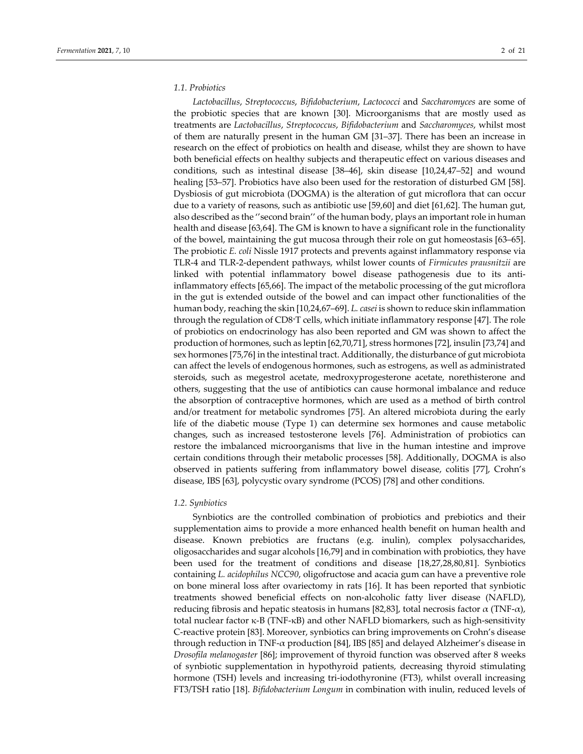### 1.1. Probiotics

*Lactobacillus*, *Streptococcus*, *Bifidobacterium*, *Lactococci* and *Saccharomyces* are some of the probiotic species that are known [30]. Microorganisms that are mostly used as treatments are *Lactobacillus*, *Streptococcus*, *Bifidobacterium* and *Saccharomyces*, whilst most of them are naturally present in the human GM [31–37]. There has been an increase in research on the effect of probiotics on health and disease, whilst they are shown to have both beneficial effects on healthy subjects and therapeutic effect on various diseases and conditions, such as intestinal disease [38–46], skin disease [10,24,47–52] and wound healing [53–57]. Probiotics have also been used for the restoration of disturbed GM [58]. Dysbiosis of gut microbiota (DOGMA) is the alteration of gut microflora that can occur due to a variety of reasons, such as antibiotic use [59,60] and diet [61,62]. The human gut, also described as the ''second brain'' of the human body, plays an important role in human health and disease [63,64]. The GM is known to have a significant role in the functionality of the bowel, maintaining the gut mucosa through their role on gut homeostasis [63–65]. The probiotic *E. coli* Nissle 1917 protects and prevents against inflammatory response via TLR-4 and TLR-2-dependent pathways, whilst lower counts of *Firmicutes prausnitzii* are linked with potential inflammatory bowel disease pathogenesis due to its anti-inflammatory effects [65,66]. The impact of the metabolic processing of the gut microflora in the gut is extended outside of the bowel and can impact other functionalities of the human body, reaching the skin [10,24,67–69]. *L. casei* is shown to reduce skin inflammation through the regulation of $CD8^{+}$T cells, which initiate inflammatory response [47]. The role of probiotics on endocrinology has also been reported and GM was shown to affect the production of hormones, such as leptin [62,70,71], stress hormones [72], insulin [73,74] and sex hormones [75,76] in the intestinal tract. Additionally, the disturbance of gut microbiota can affect the levels of endogenous hormones, such as estrogens, as well as administrated steroids, such as megestrol acetate, medroxyprogesterone acetate, norethisterone and others, suggesting that the use of antibiotics can cause hormonal imbalance and reduce the absorption of contraceptive hormones, which are used as a method of birth control and/or treatment for metabolic syndromes [75]. An altered microbiota during the early life of the diabetic mouse (Type 1) can determine sex hormones and cause metabolic changes, such as increased testosterone levels [76]. Administration of probiotics can restore the imbalanced microorganisms that live in the human intestine and improve certain conditions through their metabolic processes [58]. Additionally, DOGMA is also observed in patients suffering from inflammatory bowel disease, colitis [77], Crohn's disease, IBS [63], polycystic ovary syndrome (PCOS) [78] and other conditions.

### 1.2. Synbiotics

Synbiotics are the controlled combination of probiotics and prebiotics and their supplementation aims to provide a more enhanced health benefit on human health and disease. Known prebiotics are fructans (e.g. inulin), complex polysaccharides, oligosaccharides and sugar alcohols [16,79] and in combination with probiotics, they have been used for the treatment of conditions and disease [18,27,28,80,81]. Synbiotics containing *L. acidophilus NCC90*, oligofructose and acacia gum can have a preventive role on bone mineral loss after ovariectomy in rats [16]. It has been reported that synbiotic treatments showed beneficial effects on non-alcoholic fatty liver disease (NAFLD), reducing fibrosis and hepatic steatosis in humans [82,83], total necrosis factor $\alpha$ (TNF-$\alpha$), total nuclear factor κ-B (TNF-κB) and other NAFLD biomarkers, such as high-sensitivity C-reactive protein [83]. Moreover, synbiotics can bring improvements on Crohn's disease through reduction in TNF-$\alpha$ production [84], IBS [85] and delayed Alzheimer's disease in *Drosofila melanogaster* [86]; improvement of thyroid function was observed after 8 weeks of synbiotic supplementation in hypothyroid patients, decreasing thyroid stimulating hormone (TSH) levels and increasing tri-iodothyronine (FT3), whilst overall increasing FT3/TSH ratio [18]. *Bifidobacterium Longum* in combination with inulin, reduced levels of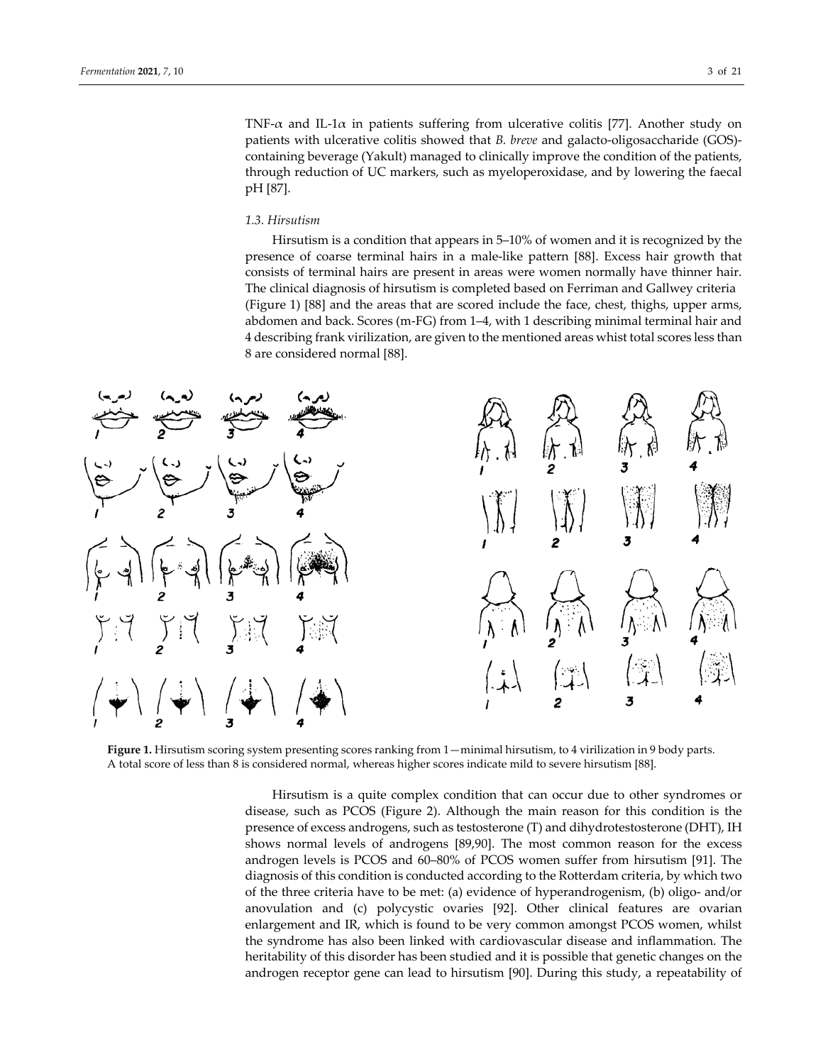TNF-$\alpha$ and IL-1$\alpha$ in patients suffering from ulcerative colitis [77]. Another study on patients with ulcerative colitis showed that *B. breve* and galacto-oligosaccharide (GOS)-containing beverage (Yakult) managed to clinically improve the condition of the patients, through reduction of UC markers, such as myeloperoxidase, and by lowering the faecal pH [87].

### *1.3. Hirsutism*

Hirsutism is a condition that appears in 5–10% of women and it is recognized by the presence of coarse terminal hairs in a male-like pattern [88]. Excess hair growth that consists of terminal hairs are present in areas were women normally have thinner hair. The clinical diagnosis of hirsutism is completed based on Ferriman and Gallwey criteria (Figure 1) [88] and the areas that are scored include the face, chest, thighs, upper arms, abdomen and back. Scores (m-FG) from 1–4, with 1 describing minimal terminal hair and 4 describing frank virilization, are given to the mentioned areas whist total scores less than 8 are considered normal [88].

**Figure 1.** Hirsutism scoring system presenting scores ranking from 1—minimal hirsutism, to 4 virilization in 9 body parts. A total score of less than 8 is considered normal, whereas higher scores indicate mild to severe hirsutism [88].

Hirsutism is a quite complex condition that can occur due to other syndromes or disease, such as PCOS (Figure 2). Although the main reason for this condition is the presence of excess androgens, such as testosterone (T) and dihydrotestosterone (DHT), IH shows normal levels of androgens [89,90]. The most common reason for the excess androgen levels is PCOS and 60–80% of PCOS women suffer from hirsutism [91]. The diagnosis of this condition is conducted according to the Rotterdam criteria, by which two of the three criteria have to be met: (a) evidence of hyperandrogenism, (b) oligo- and/or anovulation and (c) polycystic ovaries [92]. Other clinical features are ovarian enlargement and IR, which is found to be very common amongst PCOS women, whilst the syndrome has also been linked with cardiovascular disease and inflammation. The heritability of this disorder has been studied and it is possible that genetic changes on the androgen receptor gene can lead to hirsutism [90]. During this study, a repeatability of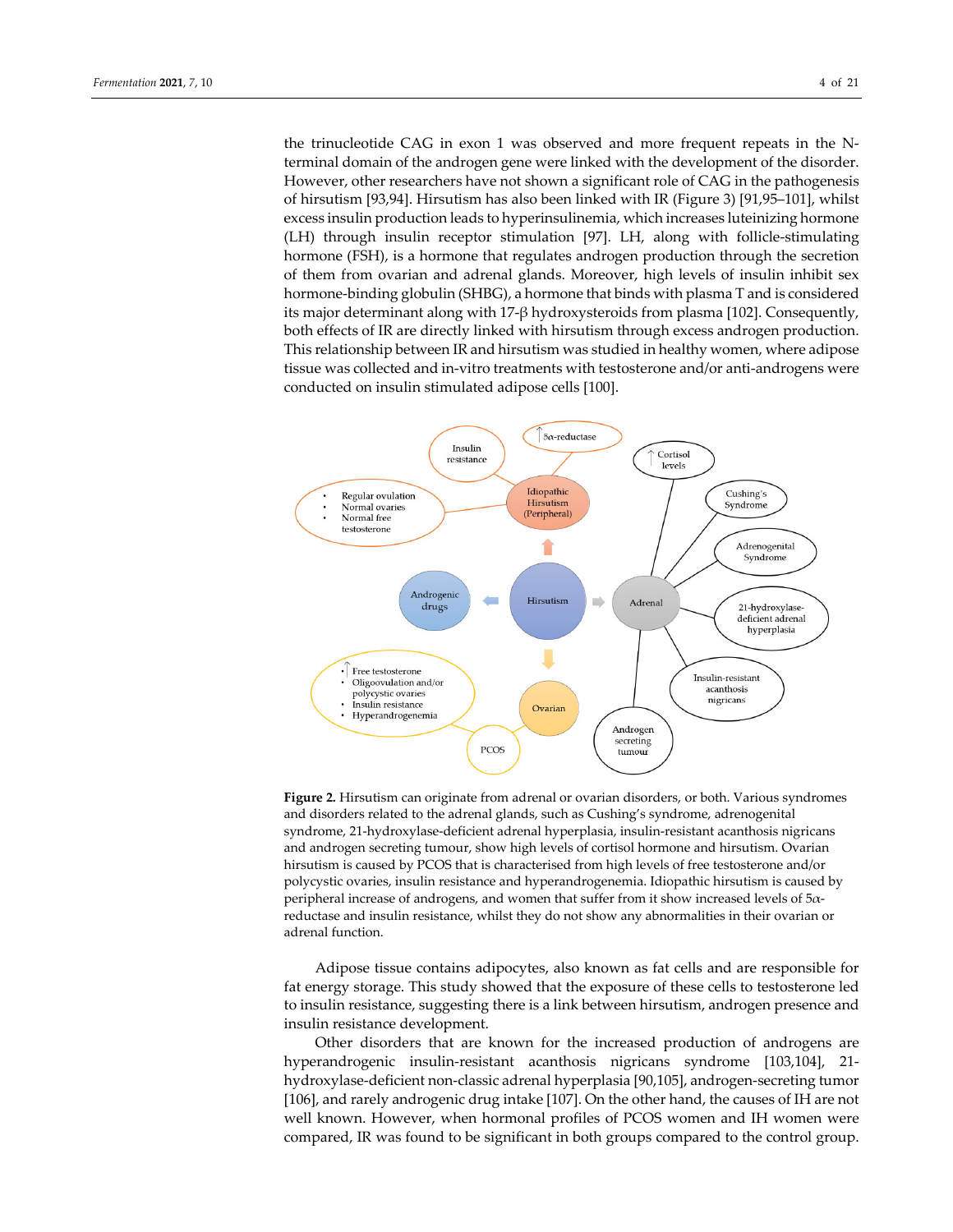the trinucleotide CAG in exon 1 was observed and more frequent repeats in the N-terminal domain of the androgen gene were linked with the development of the disorder. However, other researchers have not shown a significant role of CAG in the pathogenesis of hirsutism [93,94]. Hirsutism has also been linked with IR (Figure 3) [91,95–101], whilst excess insulin production leads to hyperinsulinemia, which increases luteinizing hormone (LH) through insulin receptor stimulation [97]. LH, along with follicle-stimulating hormone (FSH), is a hormone that regulates androgen production through the secretion of them from ovarian and adrenal glands. Moreover, high levels of insulin inhibit sex hormone-binding globulin (SHBG), a hormone that binds with plasma T and is considered its major determinant along with 17-β hydroxysteroids from plasma [102]. Consequently, both effects of IR are directly linked with hirsutism through excess androgen production. This relationship between IR and hirsutism was studied in healthy women, where adipose tissue was collected and in-vitro treatments with testosterone and/or anti-androgens were conducted on insulin stimulated adipose cells [100].

**Figure 2.** Hirsutism can originate from adrenal or ovarian disorders, or both. Various syndromes and disorders related to the adrenal glands, such as Cushing's syndrome, adrenogenital syndrome, 21-hydroxylase-deficient adrenal hyperplasia, insulin-resistant acanthosis nigricans and androgen secreting tumour, show high levels of cortisol hormone and hirsutism. Ovarian hirsutism is caused by PCOS that is characterised from high levels of free testosterone and/or polycystic ovaries, insulin resistance and hyperandrogenemia. Idiopathic hirsutism is caused by peripheral increase of androgens, and women that suffer from it show increased levels of 5α-reductase and insulin resistance, whilst they do not show any abnormalities in their ovarian or adrenal function.

Adipose tissue contains adipocytes, also known as fat cells and are responsible for fat energy storage. This study showed that the exposure of these cells to testosterone led to insulin resistance, suggesting there is a link between hirsutism, androgen presence and insulin resistance development.

Other disorders that are known for the increased production of androgens are hyperandrogenic insulin-resistant acanthosis nigricans syndrome [103,104], 21-hydroxylase-deficient non-classic adrenal hyperplasia [90,105], androgen-secreting tumor [106], and rarely androgenic drug intake [107]. On the other hand, the causes of IH are not well known. However, when hormonal profiles of PCOS women and IH women were compared, IR was found to be significant in both groups compared to the control group.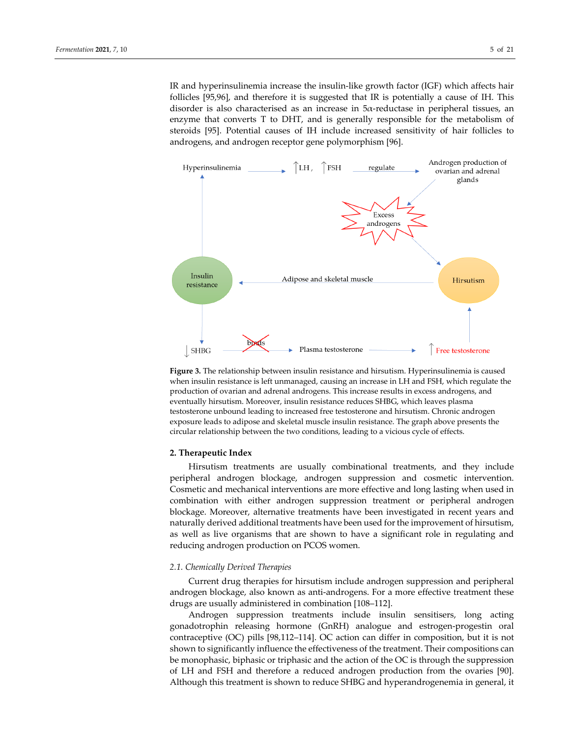IR and hyperinsulinemia increase the insulin-like growth factor (IGF) which affects hair follicles [95,96], and therefore it is suggested that IR is potentially a cause of IH. This disorder is also characterised as an increase in 5α-reductase in peripheral tissues, an enzyme that converts T to DHT, and is generally responsible for the metabolism of steroids [95]. Potential causes of IH include increased sensitivity of hair follicles to androgens, and androgen receptor gene polymorphism [96].

**Figure 3.** The relationship between insulin resistance and hirsutism. Hyperinsulinemia is caused when insulin resistance is left unmanaged, causing an increase in LH and FSH, which regulate the production of ovarian and adrenal androgens. This increase results in excess androgens, and eventually hirsutism. Moreover, insulin resistance reduces SHBG, which leaves plasma testosterone unbound leading to increased free testosterone and hirsutism. Chronic androgen exposure leads to adipose and skeletal muscle insulin resistance. The graph above presents the circular relationship between the two conditions, leading to a vicious cycle of effects.

## 2. Therapeutic Index

Hirsutism treatments are usually combinational treatments, and they include peripheral androgen blockage, androgen suppression and cosmetic intervention. Cosmetic and mechanical interventions are more effective and long lasting when used in combination with either androgen suppression treatment or peripheral androgen blockage. Moreover, alternative treatments have been investigated in recent years and naturally derived additional treatments have been used for the improvement of hirsutism, as well as live organisms that are shown to have a significant role in regulating and reducing androgen production on PCOS women.

### *2.1. Chemically Derived Therapies*

Current drug therapies for hirsutism include androgen suppression and peripheral androgen blockage, also known as anti-androgens. For a more effective treatment these drugs are usually administered in combination [108–112].

Androgen suppression treatments include insulin sensitisers, long acting gonadotrophin releasing hormone (GnRH) analogue and estrogen-progestin oral contraceptive (OC) pills [98,112–114]. OC action can differ in composition, but it is not shown to significantly influence the effectiveness of the treatment. Their compositions can be monophasic, biphasic or triphasic and the action of the OC is through the suppression of LH and FSH and therefore a reduced androgen production from the ovaries [90]. Although this treatment is shown to reduce SHBG and hyperandrogenemia in general, it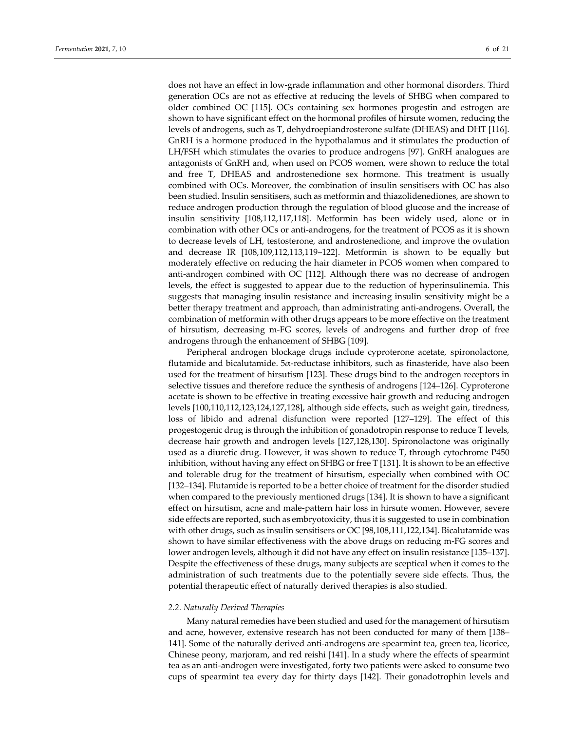does not have an effect in low-grade inflammation and other hormonal disorders. Third generation OCs are not as effective at reducing the levels of SHBG when compared to older combined OC [115]. OCs containing sex hormones progestin and estrogen are shown to have significant effect on the hormonal profiles of hirsute women, reducing the levels of androgens, such as T, dehydroepiandrosterone sulfate (DHEAS) and DHT [116]. GnRH is a hormone produced in the hypothalamus and it stimulates the production of LH/FSH which stimulates the ovaries to produce androgens [97]. GnRH analogues are antagonists of GnRH and, when used on PCOS women, were shown to reduce the total and free T, DHEAS and androstenedione sex hormone. This treatment is usually combined with OCs. Moreover, the combination of insulin sensitisers with OC has also been studied. Insulin sensitisers, such as metformin and thiazolidenediones, are shown to reduce androgen production through the regulation of blood glucose and the increase of insulin sensitivity [108,112,117,118]. Metformin has been widely used, alone or in combination with other OCs or anti-androgens, for the treatment of PCOS as it is shown to decrease levels of LH, testosterone, and androstenedione, and improve the ovulation and decrease IR [108,109,112,113,119–122]. Metformin is shown to be equally but moderately effective on reducing the hair diameter in PCOS women when compared to anti-androgen combined with OC [112]. Although there was no decrease of androgen levels, the effect is suggested to appear due to the reduction of hyperinsulinemia. This suggests that managing insulin resistance and increasing insulin sensitivity might be a better therapy treatment and approach, than administrating anti-androgens. Overall, the combination of metformin with other drugs appears to be more effective on the treatment of hirsutism, decreasing m-FG scores, levels of androgens and further drop of free androgens through the enhancement of SHBG [109].

Peripheral androgen blockage drugs include cyproterone acetate, spironolactone, flutamide and bicalutamide. 5$\alpha$-reductase inhibitors, such as finasteride, have also been used for the treatment of hirsutism [123]. These drugs bind to the androgen receptors in selective tissues and therefore reduce the synthesis of androgens [124–126]. Cyproterone acetate is shown to be effective in treating excessive hair growth and reducing androgen levels [100,110,112,123,124,127,128], although side effects, such as weight gain, tiredness, loss of libido and adrenal disfunction were reported [127–129]. The effect of this progestogenic drug is through the inhibition of gonadotropin response to reduce T levels, decrease hair growth and androgen levels [127,128,130]. Spironolactone was originally used as a diuretic drug. However, it was shown to reduce T, through cytochrome P450 inhibition, without having any effect on SHBG or free T [131]. It is shown to be an effective and tolerable drug for the treatment of hirsutism, especially when combined with OC [132–134]. Flutamide is reported to be a better choice of treatment for the disorder studied when compared to the previously mentioned drugs [134]. It is shown to have a significant effect on hirsutism, acne and male-pattern hair loss in hirsute women. However, severe side effects are reported, such as embryotoxicity, thus it is suggested to use in combination with other drugs, such as insulin sensitisers or OC [98,108,111,122,134]. Bicalutamide was shown to have similar effectiveness with the above drugs on reducing m-FG scores and lower androgen levels, although it did not have any effect on insulin resistance [135–137]. Despite the effectiveness of these drugs, many subjects are sceptical when it comes to the administration of such treatments due to the potentially severe side effects. Thus, the potential therapeutic effect of naturally derived therapies is also studied.

### *2.2. Naturally Derived Therapies*

Many natural remedies have been studied and used for the management of hirsutism and acne, however, extensive research has not been conducted for many of them [138–141]. Some of the naturally derived anti-androgens are spearmint tea, green tea, licorice, Chinese peony, marjoram, and red reishi [141]. In a study where the effects of spearmint tea as an anti-androgen were investigated, forty two patients were asked to consume two cups of spearmint tea every day for thirty days [142]. Their gonadotrophin levels and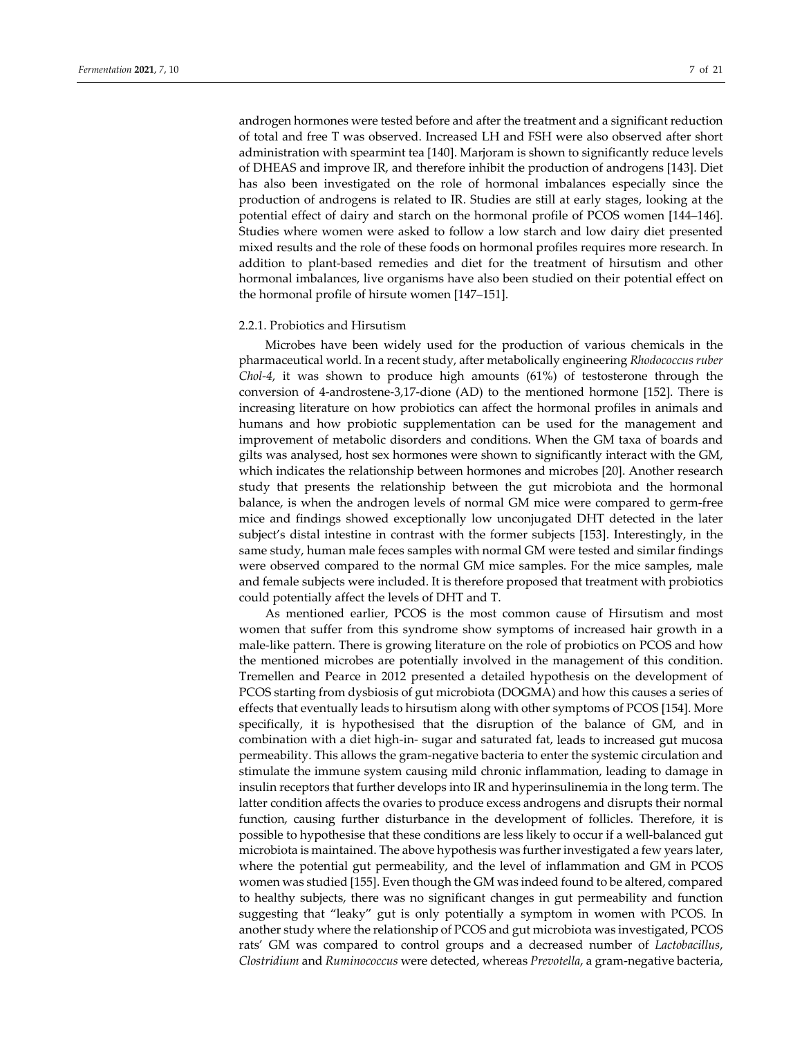androgen hormones were tested before and after the treatment and a significant reduction of total and free T was observed. Increased LH and FSH were also observed after short administration with spearmint tea [140]. Marjoram is shown to significantly reduce levels of DHEAS and improve IR, and therefore inhibit the production of androgens [143]. Diet has also been investigated on the role of hormonal imbalances especially since the production of androgens is related to IR. Studies are still at early stages, looking at the potential effect of dairy and starch on the hormonal profile of PCOS women [144–146]. Studies where women were asked to follow a low starch and low dairy diet presented mixed results and the role of these foods on hormonal profiles requires more research. In addition to plant-based remedies and diet for the treatment of hirsutism and other hormonal imbalances, live organisms have also been studied on their potential effect on the hormonal profile of hirsute women [147–151].

### 2.2.1. Probiotics and Hirsutism

Microbes have been widely used for the production of various chemicals in the pharmaceutical world. In a recent study, after metabolically engineering *Rhodococcus ruber Chol-4*, it was shown to produce high amounts (61%) of testosterone through the conversion of 4-androstene-3,17-dione (AD) to the mentioned hormone [152]. There is increasing literature on how probiotics can affect the hormonal profiles in animals and humans and how probiotic supplementation can be used for the management and improvement of metabolic disorders and conditions. When the GM taxa of boards and gilts was analysed, host sex hormones were shown to significantly interact with the GM, which indicates the relationship between hormones and microbes [20]. Another research study that presents the relationship between the gut microbiota and the hormonal balance, is when the androgen levels of normal GM mice were compared to germ-free mice and findings showed exceptionally low unconjugated DHT detected in the later subject's distal intestine in contrast with the former subjects [153]. Interestingly, in the same study, human male feces samples with normal GM were tested and similar findings were observed compared to the normal GM mice samples. For the mice samples, male and female subjects were included. It is therefore proposed that treatment with probiotics could potentially affect the levels of DHT and T.

As mentioned earlier, PCOS is the most common cause of Hirsutism and most women that suffer from this syndrome show symptoms of increased hair growth in a male-like pattern. There is growing literature on the role of probiotics on PCOS and how the mentioned microbes are potentially involved in the management of this condition. Tremellen and Pearce in 2012 presented a detailed hypothesis on the development of PCOS starting from dysbiosis of gut microbiota (DOGMA) and how this causes a series of effects that eventually leads to hirsutism along with other symptoms of PCOS [154]. More specifically, it is hypothesised that the disruption of the balance of GM, and in combination with a diet high-in- sugar and saturated fat, leads to increased gut mucosa permeability. This allows the gram-negative bacteria to enter the systemic circulation and stimulate the immune system causing mild chronic inflammation, leading to damage in insulin receptors that further develops into IR and hyperinsulinemia in the long term. The latter condition affects the ovaries to produce excess androgens and disrupts their normal function, causing further disturbance in the development of follicles. Therefore, it is possible to hypothesise that these conditions are less likely to occur if a well-balanced gut microbiota is maintained. The above hypothesis was further investigated a few years later, where the potential gut permeability, and the level of inflammation and GM in PCOS women was studied [155]. Even though the GM was indeed found to be altered, compared to healthy subjects, there was no significant changes in gut permeability and function suggesting that "leaky" gut is only potentially a symptom in women with PCOS. In another study where the relationship of PCOS and gut microbiota was investigated, PCOS rats' GM was compared to control groups and a decreased number of *Lactobacillus*, *Clostridium* and *Ruminococcus* were detected, whereas *Prevotella*, a gram-negative bacteria,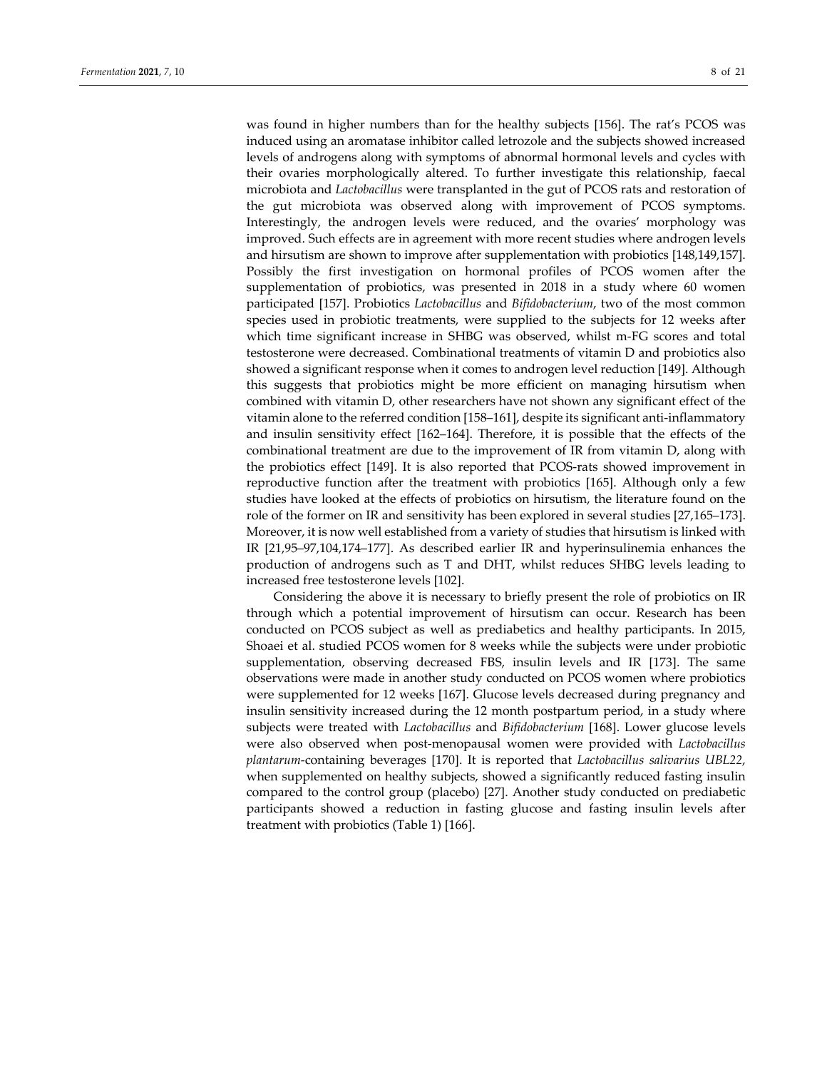was found in higher numbers than for the healthy subjects [156]. The rat's PCOS was induced using an aromatase inhibitor called letrozole and the subjects showed increased levels of androgens along with symptoms of abnormal hormonal levels and cycles with their ovaries morphologically altered. To further investigate this relationship, faecal microbiota and *Lactobacillus* were transplanted in the gut of PCOS rats and restoration of the gut microbiota was observed along with improvement of PCOS symptoms. Interestingly, the androgen levels were reduced, and the ovaries' morphology was improved. Such effects are in agreement with more recent studies where androgen levels and hirsutism are shown to improve after supplementation with probiotics [148,149,157]. Possibly the first investigation on hormonal profiles of PCOS women after the supplementation of probiotics, was presented in 2018 in a study where 60 women participated [157]. Probiotics *Lactobacillus* and *Bifidobacterium*, two of the most common species used in probiotic treatments, were supplied to the subjects for 12 weeks after which time significant increase in SHBG was observed, whilst m-FG scores and total testosterone were decreased. Combinational treatments of vitamin D and probiotics also showed a significant response when it comes to androgen level reduction [149]. Although this suggests that probiotics might be more efficient on managing hirsutism when combined with vitamin D, other researchers have not shown any significant effect of the vitamin alone to the referred condition [158–161], despite its significant anti-inflammatory and insulin sensitivity effect [162–164]. Therefore, it is possible that the effects of the combinational treatment are due to the improvement of IR from vitamin D, along with the probiotics effect [149]. It is also reported that PCOS-rats showed improvement in reproductive function after the treatment with probiotics [165]. Although only a few studies have looked at the effects of probiotics on hirsutism, the literature found on the role of the former on IR and sensitivity has been explored in several studies [27,165–173]. Moreover, it is now well established from a variety of studies that hirsutism is linked with IR [21,95–97,104,174–177]. As described earlier IR and hyperinsulinemia enhances the production of androgens such as T and DHT, whilst reduces SHBG levels leading to increased free testosterone levels [102].

Considering the above it is necessary to briefly present the role of probiotics on IR through which a potential improvement of hirsutism can occur. Research has been conducted on PCOS subject as well as prediabetics and healthy participants. In 2015, Shoaei et al. studied PCOS women for 8 weeks while the subjects were under probiotic supplementation, observing decreased FBS, insulin levels and IR [173]. The same observations were made in another study conducted on PCOS women where probiotics were supplemented for 12 weeks [167]. Glucose levels decreased during pregnancy and insulin sensitivity increased during the 12 month postpartum period, in a study where subjects were treated with *Lactobacillus* and *Bifidobacterium* [168]. Lower glucose levels were also observed when post-menopausal women were provided with *Lactobacillus plantarum*-containing beverages [170]. It is reported that *Lactobacillus salivarius UBL22*, when supplemented on healthy subjects, showed a significantly reduced fasting insulin compared to the control group (placebo) [27]. Another study conducted on prediabetic participants showed a reduction in fasting glucose and fasting insulin levels after treatment with probiotics (Table 1) [166].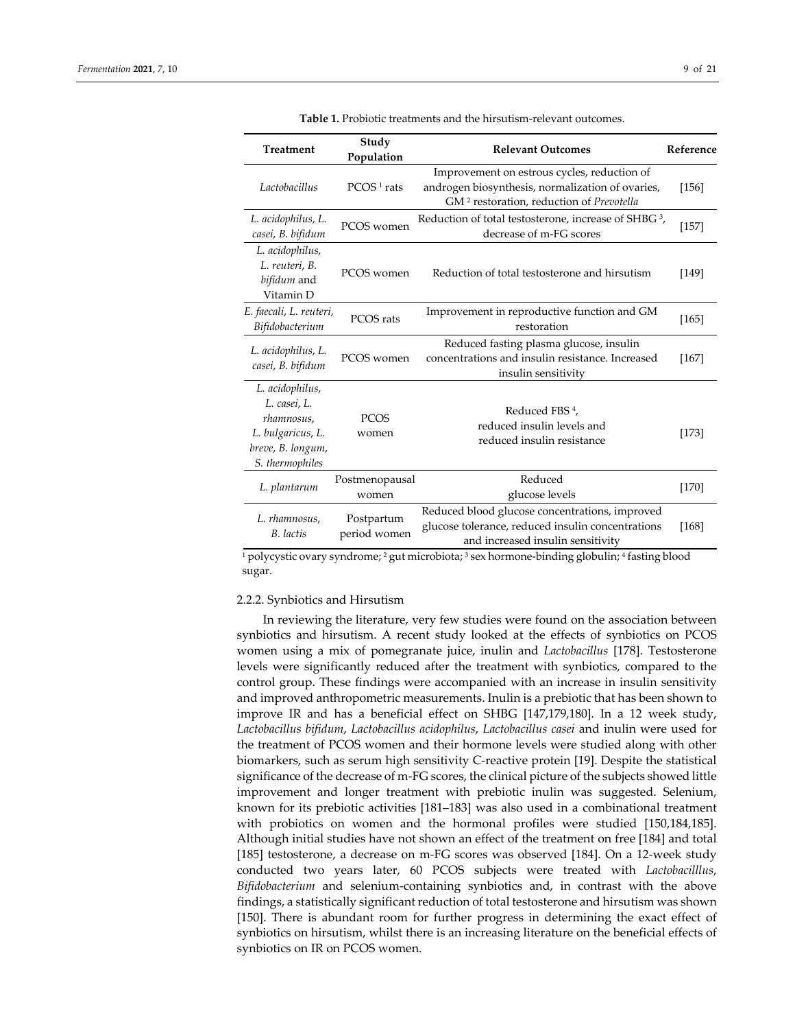**Table 1.** Probiotic treatments and the hirsutism-relevant outcomes.

| Treatment | Study Population | Relevant Outcomes | Reference |
|---|---|---|---|
| *Lactobacillus* | PCOS [1] rats | Improvement on estrous cycles, reduction of androgen biosynthesis, normalization of ovaries, GM [2] restoration, reduction of *Prevotella* | [156] |
| *L. acidophilus*, *L. casei*, *B. bifidum* | PCOS women | Reduction of total testosterone, increase of SHBG [3], decrease of m-FG scores | [157] |
| *L. acidophilus*, *L. reuteri*, *B. bifidum* and Vitamin D | PCOS women | Reduction of total testosterone and hirsutism | [149] |
| *E. faecali*, *L. reuteri*, *Bifidobacterium* | PCOS rats | Improvement in reproductive function and GM restoration | [165] |
| *L. acidophilus*, *L. casei*, *B. bifidum* | PCOS women | Reduced fasting plasma glucose, insulin concentrations and insulin resistance. Increased insulin sensitivity | [167] |
| *L. acidophilus*, *L. casei*, *L. rhamnosus*, *L. bulgaricus*, *L. breve*, *B. longum*, *S. thermophiles* | PCOS women | Reduced FBS [4], reduced insulin levels and reduced insulin resistance | [173] |
| *L. plantarum* | Postmenopausal women | Reduced glucose levels | [170] |
| *L. rhamnosus*, *B. lactis* | Postpartum period women | Reduced blood glucose concentrations, improved glucose tolerance, reduced insulin concentrations and increased insulin sensitivity | [168] |

[1] polycystic ovary syndrome; [2] gut microbiota; [3] sex hormone-binding globulin; [4] fasting blood sugar.

### 2.2.2. Synbiotics and Hirsutism

In reviewing the literature, very few studies were found on the association between synbiotics and hirsutism. A recent study looked at the effects of synbiotics on PCOS women using a mix of pomegranate juice, inulin and *Lactobacillus* [178]. Testosterone levels were significantly reduced after the treatment with synbiotics, compared to the control group. These findings were accompanied with an increase in insulin sensitivity and improved anthropometric measurements. Inulin is a prebiotic that has been shown to improve IR and has a beneficial effect on SHBG [147,179,180]. In a 12 week study, *Lactobacillus bifidum*, *Lactobacillus acidophilus*, *Lactobacillus casei* and inulin were used for the treatment of PCOS women and their hormone levels were studied along with other biomarkers, such as serum high sensitivity C-reactive protein [19]. Despite the statistical significance of the decrease of m-FG scores, the clinical picture of the subjects showed little improvement and longer treatment with prebiotic inulin was suggested. Selenium, known for its prebiotic activities [181–183] was also used in a combinational treatment with probiotics on women and the hormonal profiles were studied [150,184,185]. Although initial studies have not shown an effect of the treatment on free [184] and total [185] testosterone, a decrease on m-FG scores was observed [184]. On a 12-week study conducted two years later, 60 PCOS subjects were treated with *Lactobacillllus*, *Bifidobacterium* and selenium-containing synbiotics and, in contrast with the above findings, a statistically significant reduction of total testosterone and hirsutism was shown [150]. There is abundant room for further progress in determining the exact effect of synbiotics on hirsutism, whilst there is an increasing literature on the beneficial effects of synbiotics on IR on PCOS women.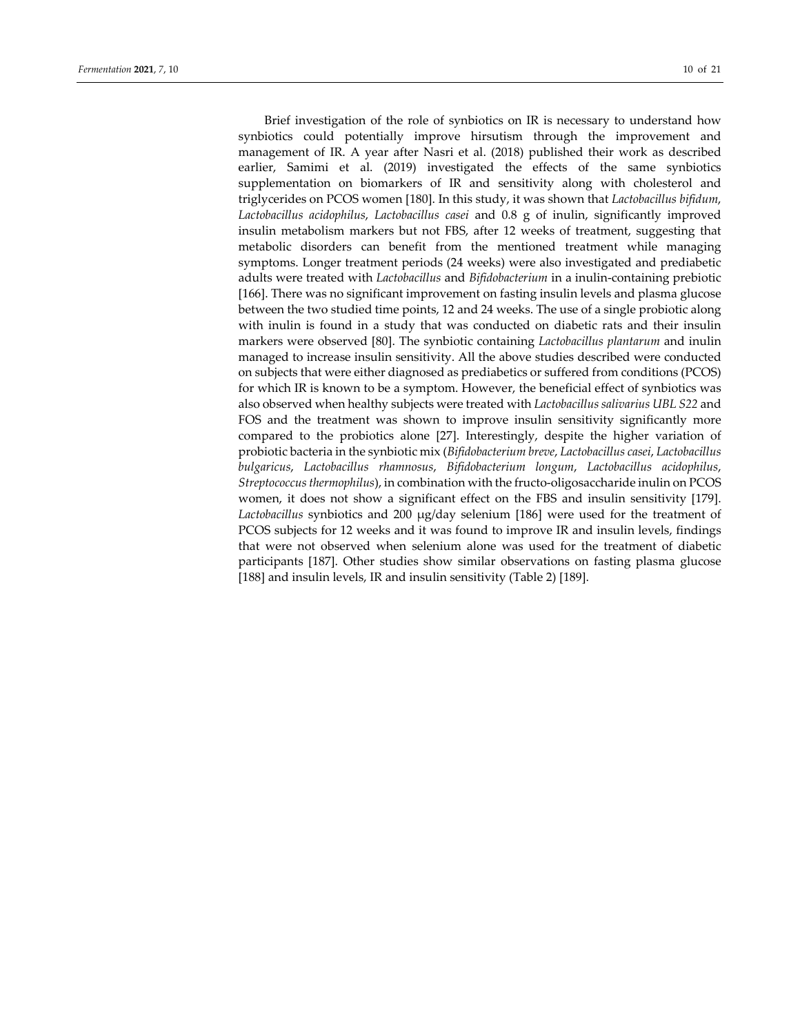Brief investigation of the role of synbiotics on IR is necessary to understand how synbiotics could potentially improve hirsutism through the improvement and management of IR. A year after Nasri et al. (2018) published their work as described earlier, Samimi et al. (2019) investigated the effects of the same synbiotics supplementation on biomarkers of IR and sensitivity along with cholesterol and triglycerides on PCOS women [180]. In this study, it was shown that *Lactobacillus bifidum*, *Lactobacillus acidophilus*, *Lactobacillus casei* and 0.8 g of inulin, significantly improved insulin metabolism markers but not FBS, after 12 weeks of treatment, suggesting that metabolic disorders can benefit from the mentioned treatment while managing symptoms. Longer treatment periods (24 weeks) were also investigated and prediabetic adults were treated with *Lactobacillus* and *Bifidobacterium* in a inulin-containing prebiotic [166]. There was no significant improvement on fasting insulin levels and plasma glucose between the two studied time points, 12 and 24 weeks. The use of a single probiotic along with inulin is found in a study that was conducted on diabetic rats and their insulin markers were observed [80]. The synbiotic containing *Lactobacillus plantarum* and inulin managed to increase insulin sensitivity. All the above studies described were conducted on subjects that were either diagnosed as prediabetics or suffered from conditions (PCOS) for which IR is known to be a symptom. However, the beneficial effect of synbiotics was also observed when healthy subjects were treated with *Lactobacillus salivarius UBL S22* and FOS and the treatment was shown to improve insulin sensitivity significantly more compared to the probiotics alone [27]. Interestingly, despite the higher variation of probiotic bacteria in the synbiotic mix (*Bifidobacterium breve*, *Lactobacillus casei*, *Lactobacillus bulgaricus*, *Lactobacillus rhamnosus*, *Bifidobacterium longum*, *Lactobacillus acidophilus*, *Streptococcus thermophilus*), in combination with the fructo-oligosaccharide inulin on PCOS women, it does not show a significant effect on the FBS and insulin sensitivity [179]. *Lactobacillus* synbiotics and 200 μg/day selenium [186] were used for the treatment of PCOS subjects for 12 weeks and it was found to improve IR and insulin levels, findings that were not observed when selenium alone was used for the treatment of diabetic participants [187]. Other studies show similar observations on fasting plasma glucose [188] and insulin levels, IR and insulin sensitivity (Table 2) [189].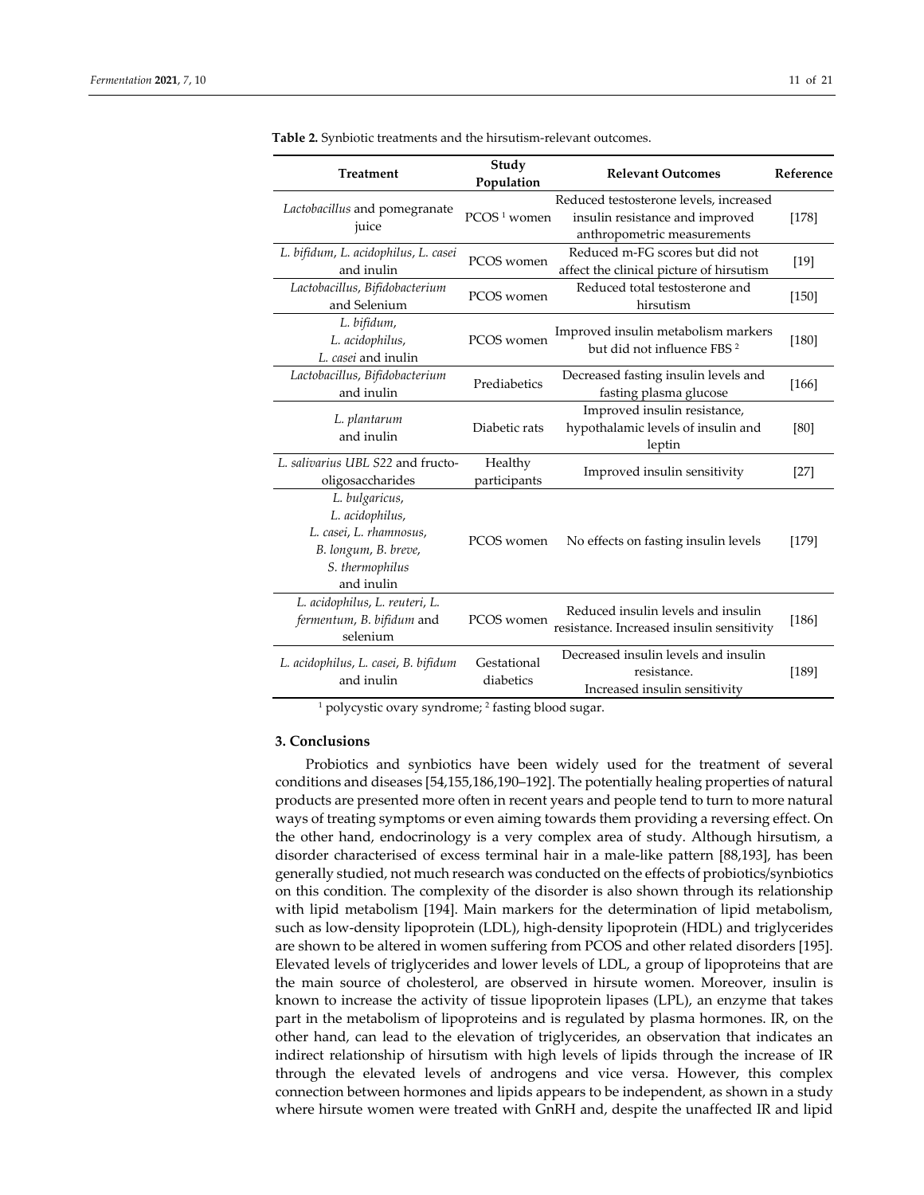**Table 2.** Synbiotic treatments and the hirsutism-relevant outcomes.

| Treatment | Study Population | Relevant Outcomes | Reference |
|---|---|---|---|
| *Lactobacillus* and pomegranate juice | PCOS [1] women | Reduced testosterone levels, increased insulin resistance and improved anthropometric measurements | [178] |
| *L. bifidum*, *L. acidophilus*, *L. casei* and inulin | PCOS women | Reduced m-FG scores but did not affect the clinical picture of hirsutism | [19] |
| *Lactobacillus*, *Bifidobacterium* and Selenium | PCOS women | Reduced total testosterone and hirsutism | [150] |
| *L. bifidum*, *L. acidophilus*, *L. casei* and inulin | PCOS women | Improved insulin metabolism markers but did not influence FBS [2] | [180] |
| *Lactobacillus*, *Bifidobacterium* and inulin | Prediabetics | Decreased fasting insulin levels and fasting plasma glucose | [166] |
| *L. plantarum* and inulin | Diabetic rats | Improved insulin resistance, hypothalamic levels of insulin and leptin | [80] |
| *L. salivarius UBL S22* and fructo-oligosaccharides | Healthy participants | Improved insulin sensitivity | [27] |
| *L. bulgaricus*, *L. acidophilus*, *L. casei*, *L. rhamnosus*, *B. longum*, *B. breve*, *S. thermophilus* and inulin | PCOS women | No effects on fasting insulin levels | [179] |
| *L. acidophilus*, *L. reuteri*, *L. fermentum*, *B. bifidum* and selenium | PCOS women | Reduced insulin levels and insulin resistance. Increased insulin sensitivity | [186] |
| *L. acidophilus*, *L. casei*, *B. bifidum* and inulin | Gestational diabetics | Decreased insulin levels and insulin resistance. Increased insulin sensitivity | [189] |

[1] polycystic ovary syndrome; [2] fasting blood sugar.

## 3. Conclusions

Probiotics and synbiotics have been widely used for the treatment of several conditions and diseases [54,155,186,190–192]. The potentially healing properties of natural products are presented more often in recent years and people tend to turn to more natural ways of treating symptoms or even aiming towards them providing a reversing effect. On the other hand, endocrinology is a very complex area of study. Although hirsutism, a disorder characterised of excess terminal hair in a male-like pattern [88,193], has been generally studied, not much research was conducted on the effects of probiotics/synbiotics on this condition. The complexity of the disorder is also shown through its relationship with lipid metabolism [194]. Main markers for the determination of lipid metabolism, such as low-density lipoprotein (LDL), high-density lipoprotein (HDL) and triglycerides are shown to be altered in women suffering from PCOS and other related disorders [195]. Elevated levels of triglycerides and lower levels of LDL, a group of lipoproteins that are the main source of cholesterol, are observed in hirsute women. Moreover, insulin is known to increase the activity of tissue lipoprotein lipases (LPL), an enzyme that takes part in the metabolism of lipoproteins and is regulated by plasma hormones. IR, on the other hand, can lead to the elevation of triglycerides, an observation that indicates an indirect relationship of hirsutism with high levels of lipids through the increase of IR through the elevated levels of androgens and vice versa. However, this complex connection between hormones and lipids appears to be independent, as shown in a study where hirsute women were treated with GnRH and, despite the unaffected IR and lipid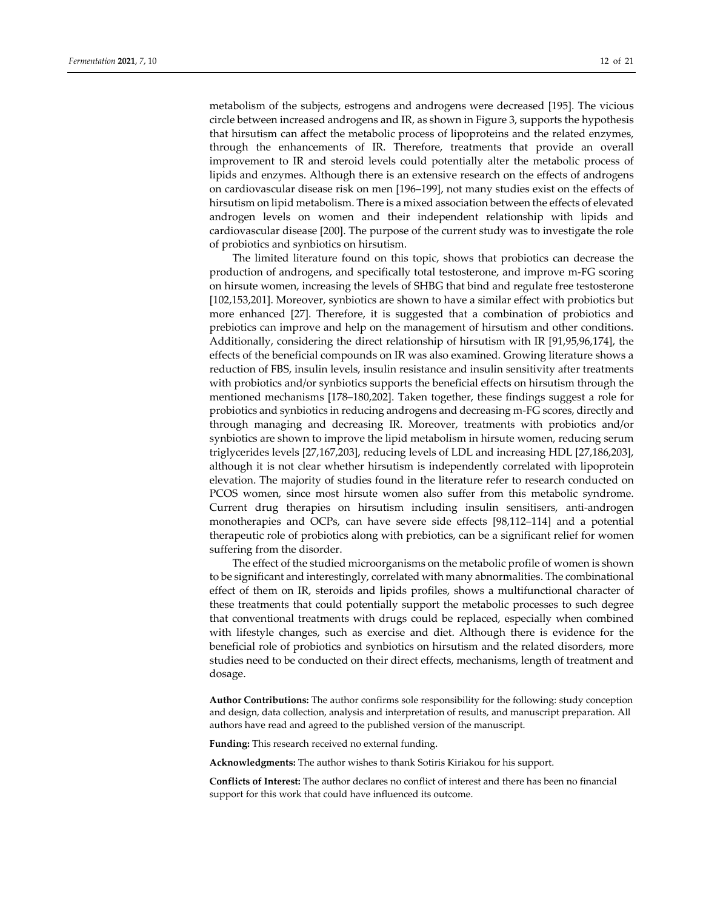metabolism of the subjects, estrogens and androgens were decreased [195]. The vicious circle between increased androgens and IR, as shown in Figure 3, supports the hypothesis that hirsutism can affect the metabolic process of lipoproteins and the related enzymes, through the enhancements of IR. Therefore, treatments that provide an overall improvement to IR and steroid levels could potentially alter the metabolic process of lipids and enzymes. Although there is an extensive research on the effects of androgens on cardiovascular disease risk on men [196–199], not many studies exist on the effects of hirsutism on lipid metabolism. There is a mixed association between the effects of elevated androgen levels on women and their independent relationship with lipids and cardiovascular disease [200]. The purpose of the current study was to investigate the role of probiotics and synbiotics on hirsutism.

The limited literature found on this topic, shows that probiotics can decrease the production of androgens, and specifically total testosterone, and improve m-FG scoring on hirsute women, increasing the levels of SHBG that bind and regulate free testosterone [102,153,201]. Moreover, synbiotics are shown to have a similar effect with probiotics but more enhanced [27]. Therefore, it is suggested that a combination of probiotics and prebiotics can improve and help on the management of hirsutism and other conditions. Additionally, considering the direct relationship of hirsutism with IR [91,95,96,174], the effects of the beneficial compounds on IR was also examined. Growing literature shows a reduction of FBS, insulin levels, insulin resistance and insulin sensitivity after treatments with probiotics and/or synbiotics supports the beneficial effects on hirsutism through the mentioned mechanisms [178–180,202]. Taken together, these findings suggest a role for probiotics and synbiotics in reducing androgens and decreasing m-FG scores, directly and through managing and decreasing IR. Moreover, treatments with probiotics and/or synbiotics are shown to improve the lipid metabolism in hirsute women, reducing serum triglycerides levels [27,167,203], reducing levels of LDL and increasing HDL [27,186,203], although it is not clear whether hirsutism is independently correlated with lipoprotein elevation. The majority of studies found in the literature refer to research conducted on PCOS women, since most hirsute women also suffer from this metabolic syndrome. Current drug therapies on hirsutism including insulin sensitisers, anti-androgen monotherapies and OCPs, can have severe side effects [98,112–114] and a potential therapeutic role of probiotics along with prebiotics, can be a significant relief for women suffering from the disorder.

The effect of the studied microorganisms on the metabolic profile of women is shown to be significant and interestingly, correlated with many abnormalities. The combinational effect of them on IR, steroids and lipids profiles, shows a multifunctional character of these treatments that could potentially support the metabolic processes to such degree that conventional treatments with drugs could be replaced, especially when combined with lifestyle changes, such as exercise and diet. Although there is evidence for the beneficial role of probiotics and synbiotics on hirsutism and the related disorders, more studies need to be conducted on their direct effects, mechanisms, length of treatment and dosage.

**Author Contributions:** The author confirms sole responsibility for the following: study conception and design, data collection, analysis and interpretation of results, and manuscript preparation. All authors have read and agreed to the published version of the manuscript.

**Funding:** This research received no external funding.

**Acknowledgments:** The author wishes to thank Sotiris Kiriakou for his support.

**Conflicts of Interest:** The author declares no conflict of interest and there has been no financial support for this work that could have influenced its outcome.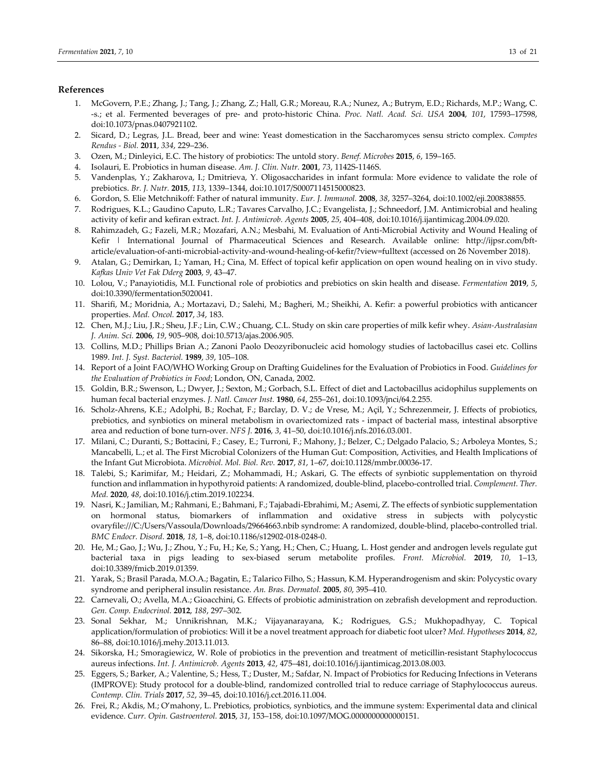## References

1. McGovern, P.E.; Zhang, J.; Tang, J.; Zhang, Z.; Hall, G.R.; Moreau, R.A.; Nunez, A.; Butrym, E.D.; Richards, M.P.; Wang, C. -s.; et al. Fermented beverages of pre- and proto-historic China. *Proc. Natl. Acad. Sci. USA* **2004**, *101*, 17593–17598, doi:10.1073/pnas.0407921102.
2. Sicard, D.; Legras, J.L. Bread, beer and wine: Yeast domestication in the Saccharomyces sensu stricto complex. *Comptes Rendus - Biol.* **2011**, *334*, 229–236.
3. Ozen, M.; Dinleyici, E.C. The history of probiotics: The untold story. *Benef. Microbes* **2015**, *6*, 159–165.
4. Isolauri, E. Probiotics in human disease. *Am. J. Clin. Nutr.* **2001**, *73*, 1142S-1146S.
5. Vandenplas, Y.; Zakharova, I.; Dmitrieva, Y. Oligosaccharides in infant formula: More evidence to validate the role of prebiotics. *Br. J. Nutr.* **2015**, *113*, 1339–1344, doi:10.1017/S0007114515000823.
6. Gordon, S. Elie Metchnikoff: Father of natural immunity. *Eur. J. Immunol.* **2008**, *38*, 3257–3264, doi:10.1002/eji.200838855.
7. Rodrigues, K.L.; Gaudino Caputo, L.R.; Tavares Carvalho, J.C.; Evangelista, J.; Schneedorf, J.M. Antimicrobial and healing activity of kefir and kefiran extract. *Int. J. Antimicrob. Agents* **2005**, *25*, 404–408, doi:10.1016/j.ijantimicag.2004.09.020.
8. Rahimzadeh, G.; Fazeli, M.R.; Mozafari, A.N.; Mesbahi, M. Evaluation of Anti-Microbial Activity and Wound Healing of Kefir | International Journal of Pharmaceutical Sciences and Research. Available online: http://ijpsr.com/bft-article/evaluation-of-anti-microbial-activity-and-wound-healing-of-kefir/?view=fulltext (accessed on 26 November 2018).
9. Atalan, G.; Demirkan, I.; Yaman, H.; Cina, M. Effect of topical kefir application on open wound healing on in vivo study. *Kafkas Univ Vet Fak Derg* **2003**, *9*, 43–47.
10. Lolou, V.; Panayiotidis, M.I. Functional role of probiotics and prebiotics on skin health and disease. *Fermentation* **2019**, *5*, doi:10.3390/fermentation5020041.
11. Sharifi, M.; Moridnia, A.; Mortazavi, D.; Salehi, M.; Bagheri, M.; Sheikhi, A. Kefir: a powerful probiotics with anticancer properties. *Med. Oncol.* **2017**, *34*, 183.
12. Chen, M.J.; Liu, J.R.; Sheu, J.F.; Lin, C.W.; Chuang, C.L. Study on skin care properties of milk kefir whey. *Asian-Australasian J. Anim. Sci.* **2006**, *19*, 905–908, doi:10.5713/ajas.2006.905.
13. Collins, M.D.; Phillips Brian A.; Zanoni Paolo Deozyribonucleic acid homology studies of lactobacillus casei etc. Collins 1989. *Int. J. Syst. Bacteriol.* **1989**, *39*, 105–108.
14. Report of a Joint FAO/WHO Working Group on Drafting Guidelines for the Evaluation of Probiotics in Food. *Guidelines for the Evaluation of Probiotics in Food*; London, ON, Canada, 2002.
15. Goldin, B.R.; Swenson, L.; Dwyer, J.; Sexton, M.; Gorbach, S.L. Effect of diet and Lactobacillus acidophilus supplements on human fecal bacterial enzymes. *J. Natl. Cancer Inst.* **1980**, *64*, 255–261, doi:10.1093/jnci/64.2.255.
16. Scholz-Ahrens, K.E.; Adolphi, B.; Rochat, F.; Barclay, D. V.; de Vrese, M.; Açil, Y.; Schrezenmeir, J. Effects of probiotics, prebiotics, and synbiotics on mineral metabolism in ovariectomized rats - impact of bacterial mass, intestinal absorptive area and reduction of bone turn-over. *NFS J.* **2016**, *3*, 41–50, doi:10.1016/j.nfs.2016.03.001.
17. Milani, C.; Duranti, S.; Bottacini, F.; Casey, E.; Turroni, F.; Mahony, J.; Belzer, C.; Delgado Palacio, S.; Arboleya Montes, S.; Mancabelli, L.; et al. The First Microbial Colonizers of the Human Gut: Composition, Activities, and Health Implications of the Infant Gut Microbiota. *Microbiol. Mol. Biol. Rev.* **2017**, *81*, 1–67, doi:10.1128/mmbr.00036-17.
18. Talebi, S.; Karimifar, M.; Heidari, Z.; Mohammadi, H.; Askari, G. The effects of synbiotic supplementation on thyroid function and inflammation in hypothyroid patients: A randomized, double-blind, placebo-controlled trial. *Complement. Ther. Med.* **2020**, *48*, doi:10.1016/j.ctim.2019.102234.
19. Nasri, K.; Jamilian, M.; Rahmani, E.; Bahmani, F.; Tajabadi-Ebrahimi, M.; Asemi, Z. The effects of synbiotic supplementation on hormonal status, biomarkers of inflammation and oxidative stress in subjects with polycystic ovaryfile:///C:/Users/Vassoula/Downloads/29664663.nbib syndrome: A randomized, double-blind, placebo-controlled trial. *BMC Endocr. Disord.* **2018**, *18*, 1–8, doi:10.1186/s12902-018-0248-0.
20. He, M.; Gao, J.; Wu, J.; Zhou, Y.; Fu, H.; Ke, S.; Yang, H.; Chen, C.; Huang, L. Host gender and androgen levels regulate gut bacterial taxa in pigs leading to sex-biased serum metabolite profiles. *Front. Microbiol.* **2019**, *10*, 1–13, doi:10.3389/fmicb.2019.01359.
21. Yarak, S.; Brasil Parada, M.O.A.; Bagatin, E.; Talarico Filho, S.; Hassun, K.M. Hyperandrogenism and skin: Polycystic ovary syndrome and peripheral insulin resistance. *An. Bras. Dermatol.* **2005**, *80*, 395–410.
22. Carnevali, O.; Avella, M.A.; Gioacchini, G. Effects of probiotic administration on zebrafish development and reproduction. *Gen. Comp. Endocrinol.* **2012**, *188*, 297–302.
23. Sonal Sekhar, M.; Unnikrishnan, M.K.; Vijayanarayana, K.; Rodrigues, G.S.; Mukhopadhyay, C. Topical application/formulation of probiotics: Will it be a novel treatment approach for diabetic foot ulcer? *Med. Hypotheses* **2014**, *82*, 86–88, doi:10.1016/j.mehy.2013.11.013.
24. Sikorska, H.; Smoragiewicz, W. Role of probiotics in the prevention and treatment of meticillin-resistant Staphylococcus aureus infections. *Int. J. Antimicrob. Agents* **2013**, *42*, 475–481, doi:10.1016/j.ijantimicag.2013.08.003.
25. Eggers, S.; Barker, A.; Valentine, S.; Hess, T.; Duster, M.; Safdar, N. Impact of Probiotics for Reducing Infections in Veterans (IMPROVE): Study protocol for a double-blind, randomized controlled trial to reduce carriage of Staphylococcus aureus. *Contemp. Clin. Trials* **2017**, *52*, 39–45, doi:10.1016/j.cct.2016.11.004.
26. Frei, R.; Akdis, M.; O'mahony, L. Prebiotics, probiotics, synbiotics, and the immune system: Experimental data and clinical evidence. *Curr. Opin. Gastroenterol.* **2015**, *31*, 153–158, doi:10.1097/MOG.0000000000000151.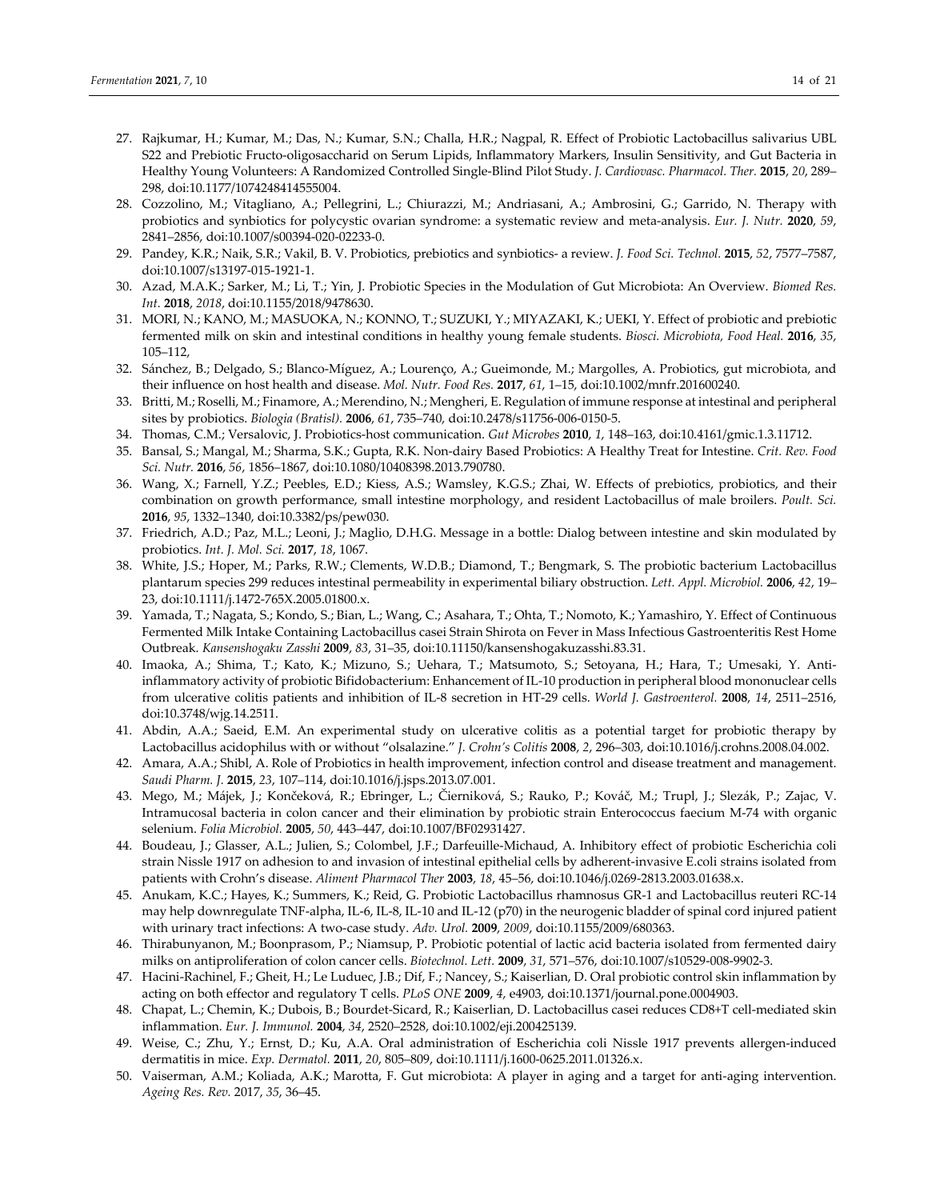27. Rajkumar, H.; Kumar, M.; Das, N.; Kumar, S.N.; Challa, H.R.; Nagpal, R. Effect of Probiotic Lactobacillus salivarius UBL S22 and Prebiotic Fructo-oligosaccharid on Serum Lipids, Inflammatory Markers, Insulin Sensitivity, and Gut Bacteria in Healthy Young Volunteers: A Randomized Controlled Single-Blind Pilot Study. *J. Cardiovasc. Pharmacol. Ther.* **2015**, *20*, 289–298, doi:10.1177/1074248414555004.
28. Cozzolino, M.; Vitagliano, A.; Pellegrini, L.; Chiurazzi, M.; Andriasani, A.; Ambrosini, G.; Garrido, N. Therapy with probiotics and synbiotics for polycystic ovarian syndrome: a systematic review and meta-analysis. *Eur. J. Nutr.* **2020**, *59*, 2841–2856, doi:10.1007/s00394-020-02233-0.
29. Pandey, K.R.; Naik, S.R.; Vakil, B. V. Probiotics, prebiotics and synbiotics- a review. *J. Food Sci. Technol.* **2015**, *52*, 7577–7587, doi:10.1007/s13197-015-1921-1.
30. Azad, M.A.K.; Sarker, M.; Li, T.; Yin, J. Probiotic Species in the Modulation of Gut Microbiota: An Overview. *Biomed Res. Int.* **2018**, *2018*, doi:10.1155/2018/9478630.
31. MORI, N.; KANO, M.; MASUOKA, N.; KONNO, T.; SUZUKI, Y.; MIYAZAKI, K.; UEKI, Y. Effect of probiotic and prebiotic fermented milk on skin and intestinal conditions in healthy young female students. *Biosci. Microbiota, Food Heal.* **2016**, *35*, 105–112,
32. Sánchez, B.; Delgado, S.; Blanco-Míguez, A.; Lourenço, A.; Gueimonde, M.; Margolles, A. Probiotics, gut microbiota, and their influence on host health and disease. *Mol. Nutr. Food Res.* **2017**, *61*, 1–15, doi:10.1002/mnfr.201600240.
33. Britti, M.; Roselli, M.; Finamore, A.; Merendino, N.; Mengheri, E. Regulation of immune response at intestinal and peripheral sites by probiotics. *Biologia (Bratisl).* **2006**, *61*, 735–740, doi:10.2478/s11756-006-0150-5.
34. Thomas, C.M.; Versalovic, J. Probiotics-host communication. *Gut Microbes* **2010**, *1*, 148–163, doi:10.4161/gmic.1.3.11712.
35. Bansal, S.; Mangal, M.; Sharma, S.K.; Gupta, R.K. Non-dairy Based Probiotics: A Healthy Treat for Intestine. *Crit. Rev. Food Sci. Nutr.* **2016**, *56*, 1856–1867, doi:10.1080/10408398.2013.790780.
36. Wang, X.; Farnell, Y.Z.; Peebles, E.D.; Kiess, A.S.; Wamsley, K.G.S.; Zhai, W. Effects of prebiotics, probiotics, and their combination on growth performance, small intestine morphology, and resident Lactobacillus of male broilers. *Poult. Sci.* **2016**, *95*, 1332–1340, doi:10.3382/ps/pew030.
37. Friedrich, A.D.; Paz, M.L.; Leoni, J.; Maglio, D.H.G. Message in a bottle: Dialog between intestine and skin modulated by probiotics. *Int. J. Mol. Sci.* **2017**, *18*, 1067.
38. White, J.S.; Hoper, M.; Parks, R.W.; Clements, W.D.B.; Diamond, T.; Bengmark, S. The probiotic bacterium Lactobacillus plantarum species 299 reduces intestinal permeability in experimental biliary obstruction. *Lett. Appl. Microbiol.* **2006**, *42*, 19–23, doi:10.1111/j.1472-765X.2005.01800.x.
39. Yamada, T.; Nagata, S.; Kondo, S.; Bian, L.; Wang, C.; Asahara, T.; Ohta, T.; Nomoto, K.; Yamashiro, Y. Effect of Continuous Fermented Milk Intake Containing Lactobacillus casei Strain Shirota on Fever in Mass Infectious Gastroenteritis Rest Home Outbreak. *Kansenshogaku Zasshi* **2009**, *83*, 31–35, doi:10.11150/kansenshogakuzasshi.83.31.
40. Imaoka, A.; Shima, T.; Kato, K.; Mizuno, S.; Uehara, T.; Matsumoto, S.; Setoyana, H.; Hara, T.; Umesaki, Y. Anti-inflammatory activity of probiotic Bifidobacterium: Enhancement of IL-10 production in peripheral blood mononuclear cells from ulcerative colitis patients and inhibition of IL-8 secretion in HT-29 cells. *World J. Gastroenterol.* **2008**, *14*, 2511–2516, doi:10.3748/wjg.14.2511.
41. Abdin, A.A.; Saeid, E.M. An experimental study on ulcerative colitis as a potential target for probiotic therapy by Lactobacillus acidophilus with or without "olsalazine." *J. Crohn's Colitis* **2008**, *2*, 296–303, doi:10.1016/j.crohns.2008.04.002.
42. Amara, A.A.; Shibl, A. Role of Probiotics in health improvement, infection control and disease treatment and management. *Saudi Pharm. J.* **2015**, *23*, 107–114, doi:10.1016/j.jsps.2013.07.001.
43. Mego, M.; Májek, J.; Končeková, R.; Ebringer, L.; Čierniková, S.; Rauko, P.; Kováč, M.; Trupl, J.; Slezák, P.; Zajac, V. Intramucosal bacteria in colon cancer and their elimination by probiotic strain Enterococcus faecium M-74 with organic selenium. *Folia Microbiol.* **2005**, *50*, 443–447, doi:10.1007/BF02931427.
44. Boudeau, J.; Glasser, A.L.; Julien, S.; Colombel, J.F.; Darfeuille-Michaud, A. Inhibitory effect of probiotic Escherichia coli strain Nissle 1917 on adhesion to and invasion of intestinal epithelial cells by adherent-invasive E.coli strains isolated from patients with Crohn's disease. *Aliment Pharmacol Ther* **2003**, *18*, 45–56, doi:10.1046/j.0269-2813.2003.01638.x.
45. Anukam, K.C.; Hayes, K.; Summers, K.; Reid, G. Probiotic Lactobacillus rhamnosus GR-1 and Lactobacillus reuteri RC-14 may help downregulate TNF-alpha, IL-6, IL-8, IL-10 and IL-12 (p70) in the neurogenic bladder of spinal cord injured patient with urinary tract infections: A two-case study. *Adv. Urol.* **2009**, *2009*, doi:10.1155/2009/680363.
46. Thirabunyanon, M.; Boonprasom, P.; Niamsup, P. Probiotic potential of lactic acid bacteria isolated from fermented dairy milks on antiproliferation of colon cancer cells. *Biotechnol. Lett.* **2009**, *31*, 571–576, doi:10.1007/s10529-008-9902-3.
47. Hacini-Rachinel, F.; Gheit, H.; Le Luduec, J.B.; Dif, F.; Nancey, S.; Kaiserlian, D. Oral probiotic control skin inflammation by acting on both effector and regulatory T cells. *PLoS ONE* **2009**, *4*, e4903, doi:10.1371/journal.pone.0004903.
48. Chapat, L.; Chemin, K.; Dubois, B.; Bourdet-Sicard, R.; Kaiserlian, D. Lactobacillus casei reduces CD8+T cell-mediated skin inflammation. *Eur. J. Immunol.* **2004**, *34*, 2520–2528, doi:10.1002/eji.200425139.
49. Weise, C.; Zhu, Y.; Ernst, D.; Ku, A.A. Oral administration of Escherichia coli Nissle 1917 prevents allergen-induced dermatitis in mice. *Exp. Dermatol.* **2011**, *20*, 805–809, doi:10.1111/j.1600-0625.2011.01326.x.
50. Vaiserman, A.M.; Koliada, A.K.; Marotta, F. Gut microbiota: A player in aging and a target for anti-aging intervention. *Ageing Res. Rev.* 2017, *35*, 36–45.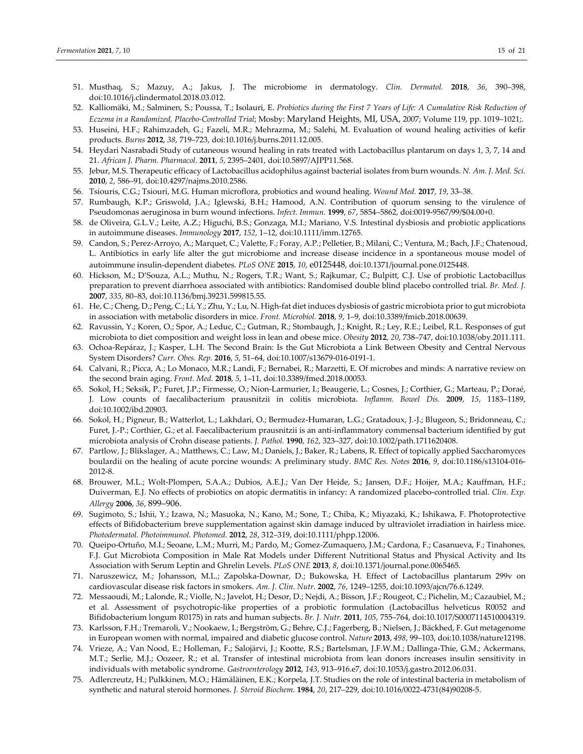51. Musthaq, S.; Mazuy, A.; Jakus, J. The microbiome in dermatology. *Clin. Dermatol.* **2018**, *36*, 390–398, doi:10.1016/j.clindermatol.2018.03.012.
52. Kalliomäki, M.; Salminen, S.; Poussa, T.; Isolauri, E. *Probiotics during the First 7 Years of Life: A Cumulative Risk Reduction of Eczema in a Randomized, Placebo-Controlled Trial*; Mosby: Maryland Heights, MI, USA, 2007; Volume 119, pp. 1019–1021;.
53. Huseini, H.F.; Rahimzadeh, G.; Fazeli, M.R.; Mehrazma, M.; Salehi, M. Evaluation of wound healing activities of kefir products. *Burns* **2012**, *38*, 719–723, doi:10.1016/j.burns.2011.12.005.
54. Heydari Nasrabadi Study of cutaneous wound healing in rats treated with Lactobacillus plantarum on days 1, 3, 7, 14 and 21. *African J. Pharm. Pharmacol.* **2011**, *5*, 2395–2401, doi:10.5897/AJPP11.568.
55. Jebur, M.S. Therapeutic efficacy of Lactobacillus acidophilus against bacterial isolates from burn wounds. *N. Am. J. Med. Sci.* **2010**, *2*, 586–91, doi:10.4297/najms.2010.2586.
56. Tsiouris, C.G.; Tsiouri, M.G. Human microflora, probiotics and wound healing. *Wound Med.* **2017**, *19*, 33–38.
57. Rumbaugh, K.P.; Griswold, J.A.; Iglewski, B.H.; Hamood, A.N. Contribution of quorum sensing to the virulence of Pseudomonas aeruginosa in burn wound infections. *Infect. Immun.* **1999**, *67*, 5854–5862, doi:0019-9567/99/$04.00+0.
58. de Oliveira, G.L.V.; Leite, A.Z.; Higuchi, B.S.; Gonzaga, M.I.; Mariano, V.S. Intestinal dysbiosis and probiotic applications in autoimmune diseases. *Immunology* **2017**, *152*, 1–12, doi:10.1111/imm.12765.
59. Candon, S.; Perez-Arroyo, A.; Marquet, C.; Valette, F.; Foray, A.P.; Pelletier, B.; Milani, C.; Ventura, M.; Bach, J.F.; Chatenoud, L. Antibiotics in early life alter the gut microbiome and increase disease incidence in a spontaneous mouse model of autoimmune insulin-dependent diabetes. *PLoS ONE* **2015**, *10*, e0125448, doi:10.1371/journal.pone.0125448.
60. Hickson, M.; D'Souza, A.L.; Muthu, N.; Rogers, T.R.; Want, S.; Rajkumar, C.; Bulpitt, C.J. Use of probiotic Lactobacillus preparation to prevent diarrhoea associated with antibiotics: Randomised double blind placebo controlled trial. *Br. Med. J.* **2007**, *335*, 80–83, doi:10.1136/bmj.39231.599815.55.
61. He, C.; Cheng, D.; Peng, C.; Li, Y.; Zhu, Y.; Lu, N. High-fat diet induces dysbiosis of gastric microbiota prior to gut microbiota in association with metabolic disorders in mice. *Front. Microbiol.* **2018**, *9*, 1–9, doi:10.3389/fmicb.2018.00639.
62. Ravussin, Y.; Koren, O.; Spor, A.; Leduc, C.; Gutman, R.; Stombaugh, J.; Knight, R.; Ley, R.E.; Leibel, R.L. Responses of gut microbiota to diet composition and weight loss in lean and obese mice. *Obesity* **2012**, *20*, 738–747, doi:10.1038/oby.2011.111.
63. Ochoa-Repáraz, J.; Kasper, L.H. The Second Brain: Is the Gut Microbiota a Link Between Obesity and Central Nervous System Disorders? *Curr. Obes. Rep.* **2016**, *5*, 51–64, doi:10.1007/s13679-016-0191-1.
64. Calvani, R.; Picca, A.; Lo Monaco, M.R.; Landi, F.; Bernabei, R.; Marzetti, E. Of microbes and minds: A narrative review on the second brain aging. *Front. Med.* **2018**, *5*, 1–11, doi:10.3389/fmed.2018.00053.
65. Sokol, H.; Seksik, P.; Furet, J.P.; Firmesse, O.; Nion-Larmurier, I.; Beaugerie, L.; Cosnes, J.; Corthier, G.; Marteau, P.; Doraé, J. Low counts of faecalibacterium prausnitzii in colitis microbiota. *Inflamm. Bowel Dis.* **2009**, *15*, 1183–1189, doi:10.1002/ibd.20903.
66. Sokol, H.; Pigneur, B.; Watterlot, L.; Lakhdari, O.; Bermudez-Humaran, L.G.; Gratadoux, J.-J.; Blugeon, S.; Bridonneau, C.; Furet, J.-P.; Corthier, G.; et al. Faecalibacterium prausnitzii is an anti-inflammatory commensal bacterium identified by gut microbiota analysis of Crohn disease patients. *J. Pathol.* **1990**, *162*, 323–327, doi:10.1002/path.1711620408.
67. Partlow, J.; Blikslager, A.; Matthews, C.; Law, M.; Daniels, J.; Baker, R.; Labens, R. Effect of topically applied Saccharomyces boulardii on the healing of acute porcine wounds: A preliminary study. *BMC Res. Notes* **2016**, *9*, doi:10.1186/s13104-016-2012-8.
68. Brouwer, M.L.; Wolt-Plompen, S.A.A.; Dubios, A.E.J.; Van Der Heide, S.; Jansen, D.F.; Hoijer, M.A.; Kauffman, H.F.; Duiverman, E.J. No effects of probiotics on atopic dermatitis in infancy: A randomized placebo-controlled trial. *Clin. Exp. Allergy* **2006**, *36*, 899–906.
69. Sugimoto, S.; Ishii, Y.; Izawa, N.; Masuoka, N.; Kano, M.; Sone, T.; Chiba, K.; Miyazaki, K.; Ishikawa, F. Photoprotective effects of Bifidobacterium breve supplementation against skin damage induced by ultraviolet irradiation in hairless mice. *Photodermatol. Photoimmunol. Photomed.* **2012**, *28*, 312–319, doi:10.1111/phpp.12006.
70. Queipo-Ortuño, M.I.; Seoane, L.M.; Murri, M.; Pardo, M.; Gomez-Zumaquero, J.M.; Cardona, F.; Casanueva, F.; Tinahones, F.J. Gut Microbiota Composition in Male Rat Models under Different Nutritional Status and Physical Activity and Its Association with Serum Leptin and Ghrelin Levels. *PLoS ONE* **2013**, *8*, doi:10.1371/journal.pone.0065465.
71. Naruszewicz, M.; Johansson, M.L.; Zapolska-Downar, D.; Bukowska, H. Effect of Lactobacillus plantarum 299v on cardiovascular disease risk factors in smokers. *Am. J. Clin. Nutr.* **2002**, *76*, 1249–1255, doi:10.1093/ajcn/76.6.1249.
72. Messaoudi, M.; Lalonde, R.; Violle, N.; Javelot, H.; Desor, D.; Nejdi, A.; Bisson, J.F.; Rougeot, C.; Pichelin, M.; Cazaubiel, M.; et al. Assessment of psychotropic-like properties of a probiotic formulation (Lactobacillus helveticus R0052 and Bifidobacterium longum R0175) in rats and human subjects. *Br. J. Nutr.* **2011**, *105*, 755–764, doi:10.1017/S0007114510004319.
73. Karlsson, F.H.; Tremaroli, V.; Nookaew, I.; Bergström, G.; Behre, C.J.; Fagerberg, B.; Nielsen, J.; Bäckhed, F. Gut metagenome in European women with normal, impaired and diabetic glucose control. *Nature* **2013**, *498*, 99–103, doi:10.1038/nature12198.
74. Vrieze, A.; Van Nood, E.; Holleman, F.; Salojärvi, J.; Kootte, R.S.; Bartelsman, J.F.W.M.; Dallinga-Thie, G.M.; Ackermans, M.T.; Serlie, M.J.; Oozeer, R.; et al. Transfer of intestinal microbiota from lean donors increases insulin sensitivity in individuals with metabolic syndrome. *Gastroenterology* **2012**, *143*, 913–916.e7, doi:10.1053/j.gastro.2012.06.031.
75. Adlercreutz, H.; Pulkkinen, M.O.; Hämäläinen, E.K.; Korpela, J.T. Studies on the role of intestinal bacteria in metabolism of synthetic and natural steroid hormones. *J. Steroid Biochem.* **1984**, *20*, 217–229, doi:10.1016/0022-4731(84)90208-5.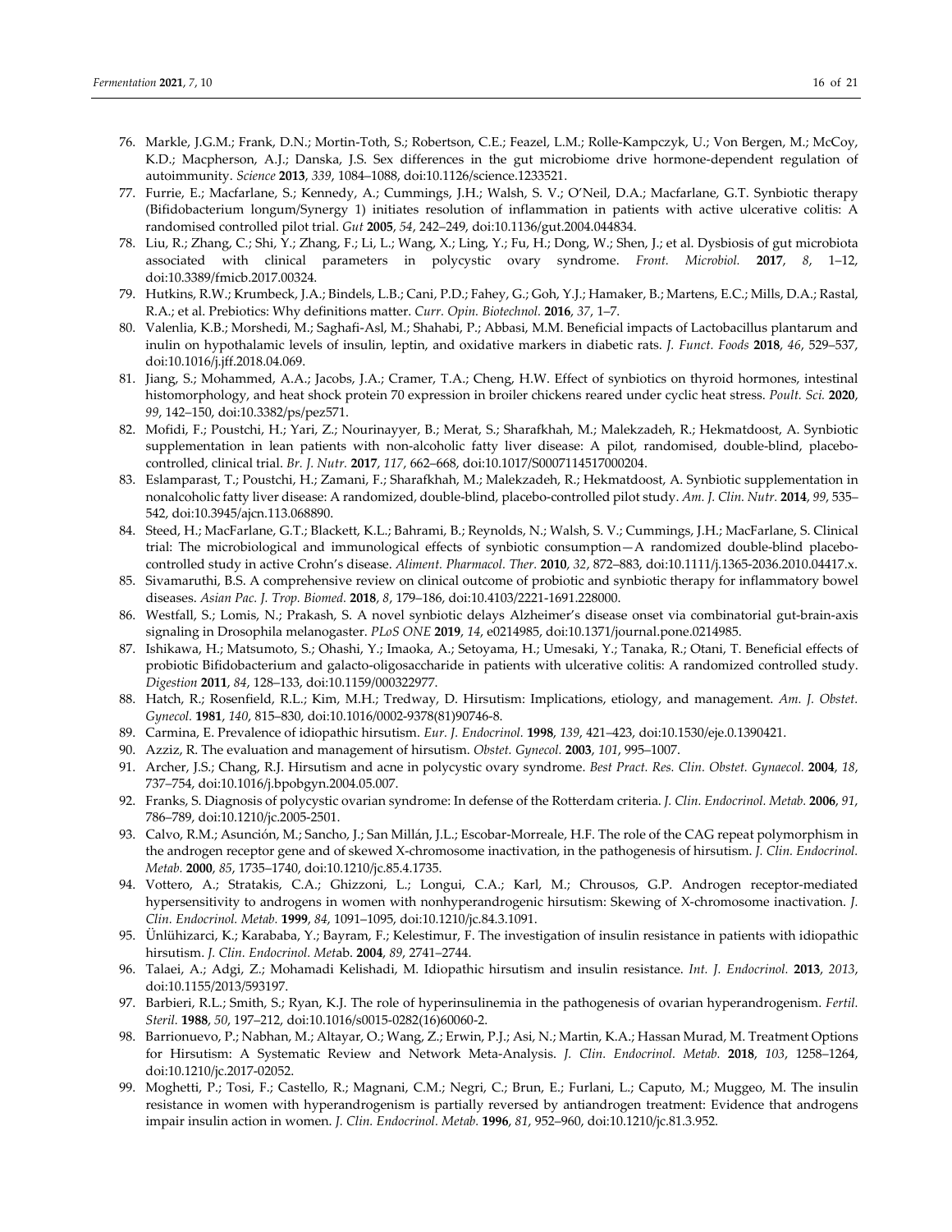76. Markle, J.G.M.; Frank, D.N.; Mortin-Toth, S.; Robertson, C.E.; Feazel, L.M.; Rolle-Kampczyk, U.; Von Bergen, M.; McCoy, K.D.; Macpherson, A.J.; Danska, J.S. Sex differences in the gut microbiome drive hormone-dependent regulation of autoimmunity. *Science* **2013**, *339*, 1084–1088, doi:10.1126/science.1233521.
77. Furrie, E.; Macfarlane, S.; Kennedy, A.; Cummings, J.H.; Walsh, S. V.; O'Neil, D.A.; Macfarlane, G.T. Synbiotic therapy (Bifidobacterium longum/Synergy 1) initiates resolution of inflammation in patients with active ulcerative colitis: A randomised controlled pilot trial. *Gut* **2005**, *54*, 242–249, doi:10.1136/gut.2004.044834.
78. Liu, R.; Zhang, C.; Shi, Y.; Zhang, F.; Li, L.; Wang, X.; Ling, Y.; Fu, H.; Dong, W.; Shen, J.; et al. Dysbiosis of gut microbiota associated with clinical parameters in polycystic ovary syndrome. *Front. Microbiol.* **2017**, *8*, 1–12, doi:10.3389/fmicb.2017.00324.
79. Hutkins, R.W.; Krumbeck, J.A.; Bindels, L.B.; Cani, P.D.; Fahey, G.; Goh, Y.J.; Hamaker, B.; Martens, E.C.; Mills, D.A.; Rastal, R.A.; et al. Prebiotics: Why definitions matter. *Curr. Opin. Biotechnol.* **2016**, *37*, 1–7.
80. Valenlia, K.B.; Morshedi, M.; Saghafi-Asl, M.; Shahabi, P.; Abbasi, M.M. Beneficial impacts of Lactobacillus plantarum and inulin on hypothalamic levels of insulin, leptin, and oxidative markers in diabetic rats. *J. Funct. Foods* **2018**, *46*, 529–537, doi:10.1016/j.jff.2018.04.069.
81. Jiang, S.; Mohammed, A.A.; Jacobs, J.A.; Cramer, T.A.; Cheng, H.W. Effect of synbiotics on thyroid hormones, intestinal histomorphology, and heat shock protein 70 expression in broiler chickens reared under cyclic heat stress. *Poult. Sci.* **2020**, *99*, 142–150, doi:10.3382/ps/pez571.
82. Mofidi, F.; Poustchi, H.; Yari, Z.; Nourinayyer, B.; Merat, S.; Sharafkhah, M.; Malekzadeh, R.; Hekmatdoost, A. Synbiotic supplementation in lean patients with non-alcoholic fatty liver disease: A pilot, randomised, double-blind, placebo-controlled, clinical trial. *Br. J. Nutr.* **2017**, *117*, 662–668, doi:10.1017/S0007114517000204.
83. Eslamparast, T.; Poustchi, H.; Zamani, F.; Sharafkhah, M.; Malekzadeh, R.; Hekmatdoost, A. Synbiotic supplementation in nonalcoholic fatty liver disease: A randomized, double-blind, placebo-controlled pilot study. *Am. J. Clin. Nutr.* **2014**, *99*, 535–542, doi:10.3945/ajcn.113.068890.
84. Steed, H.; MacFarlane, G.T.; Blackett, K.L.; Bahrami, B.; Reynolds, N.; Walsh, S. V.; Cummings, J.H.; MacFarlane, S. Clinical trial: The microbiological and immunological effects of synbiotic consumption—A randomized double-blind placebo-controlled study in active Crohn's disease. *Aliment. Pharmacol. Ther.* **2010**, *32*, 872–883, doi:10.1111/j.1365-2036.2010.04417.x.
85. Sivamaruthi, B.S. A comprehensive review on clinical outcome of probiotic and synbiotic therapy for inflammatory bowel diseases. *Asian Pac. J. Trop. Biomed.* **2018**, *8*, 179–186, doi:10.4103/2221-1691.228000.
86. Westfall, S.; Lomis, N.; Prakash, S. A novel synbiotic delays Alzheimer's disease onset via combinatorial gut-brain-axis signaling in Drosophila melanogaster. *PLoS ONE* **2019**, *14*, e0214985, doi:10.1371/journal.pone.0214985.
87. Ishikawa, H.; Matsumoto, S.; Ohashi, Y.; Imaoka, A.; Setoyama, H.; Umesaki, Y.; Tanaka, R.; Otani, T. Beneficial effects of probiotic Bifidobacterium and galacto-oligosaccharide in patients with ulcerative colitis: A randomized controlled study. *Digestion* **2011**, *84*, 128–133, doi:10.1159/000322977.
88. Hatch, R.; Rosenfield, R.L.; Kim, M.H.; Tredway, D. Hirsutism: Implications, etiology, and management. *Am. J. Obstet. Gynecol.* **1981**, *140*, 815–830, doi:10.1016/0002-9378(81)90746-8.
89. Carmina, E. Prevalence of idiopathic hirsutism. *Eur. J. Endocrinol.* **1998**, *139*, 421–423, doi:10.1530/eje.0.1390421.
90. Azziz, R. The evaluation and management of hirsutism. *Obstet. Gynecol.* **2003**, *101*, 995–1007.
91. Archer, J.S.; Chang, R.J. Hirsutism and acne in polycystic ovary syndrome. *Best Pract. Res. Clin. Obstet. Gynaecol.* **2004**, *18*, 737–754, doi:10.1016/j.bpobgyn.2004.05.007.
92. Franks, S. Diagnosis of polycystic ovarian syndrome: In defense of the Rotterdam criteria. *J. Clin. Endocrinol. Metab.* **2006**, *91*, 786–789, doi:10.1210/jc.2005-2501.
93. Calvo, R.M.; Asunción, M.; Sancho, J.; San Millán, J.L.; Escobar-Morreale, H.F. The role of the CAG repeat polymorphism in the androgen receptor gene and of skewed X-chromosome inactivation, in the pathogenesis of hirsutism. *J. Clin. Endocrinol. Metab.* **2000**, *85*, 1735–1740, doi:10.1210/jc.85.4.1735.
94. Vottero, A.; Stratakis, C.A.; Ghizzoni, L.; Longui, C.A.; Karl, M.; Chrousos, G.P. Androgen receptor-mediated hypersensitivity to androgens in women with nonhyperandrogenic hirsutism: Skewing of X-chromosome inactivation. *J. Clin. Endocrinol. Metab.* **1999**, *84*, 1091–1095, doi:10.1210/jc.84.3.1091.
95. Ünlühizarci, K.; Karababa, Y.; Bayram, F.; Kelestimur, F. The investigation of insulin resistance in patients with idiopathic hirsutism. *J. Clin. Endocrinol. Metab.* **2004**, *89*, 2741–2744.
96. Talaei, A.; Adgi, Z.; Mohamadi Kelishadi, M. Idiopathic hirsutism and insulin resistance. *Int. J. Endocrinol.* **2013**, *2013*, doi:10.1155/2013/593197.
97. Barbieri, R.L.; Smith, S.; Ryan, K.J. The role of hyperinsulinemia in the pathogenesis of ovarian hyperandrogenism. *Fertil. Steril.* **1988**, *50*, 197–212, doi:10.1016/s0015-0282(16)60060-2.
98. Barrionuevo, P.; Nabhan, M.; Altayar, O.; Wang, Z.; Erwin, P.J.; Asi, N.; Martin, K.A.; Hassan Murad, M. Treatment Options for Hirsutism: A Systematic Review and Network Meta-Analysis. *J. Clin. Endocrinol. Metab.* **2018**, *103*, 1258–1264, doi:10.1210/jc.2017-02052.
99. Moghetti, P.; Tosi, F.; Castello, R.; Magnani, C.M.; Negri, C.; Brun, E.; Furlani, L.; Caputo, M.; Muggeo, M. The insulin resistance in women with hyperandrogenism is partially reversed by antiandrogen treatment: Evidence that androgens impair insulin action in women. *J. Clin. Endocrinol. Metab.* **1996**, *81*, 952–960, doi:10.1210/jc.81.3.952.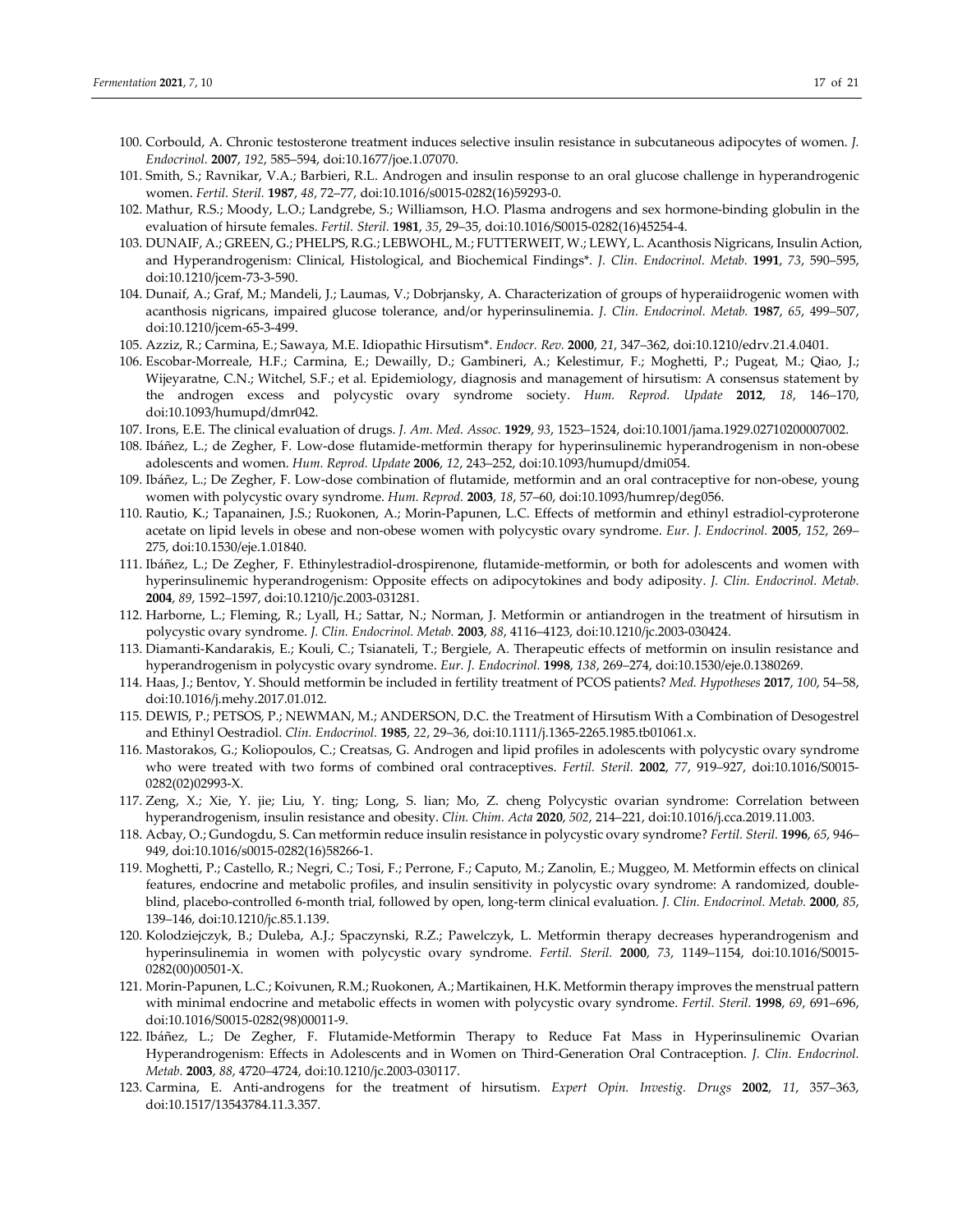100. Corbould, A. Chronic testosterone treatment induces selective insulin resistance in subcutaneous adipocytes of women. *J. Endocrinol.* **2007**, *192*, 585–594, doi:10.1677/joe.1.07070.
101. Smith, S.; Ravnikar, V.A.; Barbieri, R.L. Androgen and insulin response to an oral glucose challenge in hyperandrogenic women. *Fertil. Steril.* **1987**, *48*, 72–77, doi:10.1016/s0015-0282(16)59293-0.
102. Mathur, R.S.; Moody, L.O.; Landgrebe, S.; Williamson, H.O. Plasma androgens and sex hormone-binding globulin in the evaluation of hirsute females. *Fertil. Steril.* **1981**, *35*, 29–35, doi:10.1016/S0015-0282(16)45254-4.
103. DUNAIF, A.; GREEN, G.; PHELPS, R.G.; LEBWOHL, M.; FUTTERWEIT, W.; LEWY, L. Acanthosis Nigricans, Insulin Action, and Hyperandrogenism: Clinical, Histological, and Biochemical Findings*. *J. Clin. Endocrinol. Metab.* **1991**, *73*, 590–595, doi:10.1210/jcem-73-3-590.
104. Dunaif, A.; Graf, M.; Mandeli, J.; Laumas, V.; Dobrjansky, A. Characterization of groups of hyperaiidrogenic women with acanthosis nigricans, impaired glucose tolerance, and/or hyperinsulinemia. *J. Clin. Endocrinol. Metab.* **1987**, *65*, 499–507, doi:10.1210/jcem-65-3-499.
105. Azziz, R.; Carmina, E.; Sawaya, M.E. Idiopathic Hirsutism*. *Endocr. Rev.* **2000**, *21*, 347–362, doi:10.1210/edrv.21.4.0401.
106. Escobar-Morreale, H.F.; Carmina, E.; Dewailly, D.; Gambineri, A.; Kelestimur, F.; Moghetti, P.; Pugeat, M.; Qiao, J.; Wijeyaratne, C.N.; Witchel, S.F.; et al. Epidemiology, diagnosis and management of hirsutism: A consensus statement by the androgen excess and polycystic ovary syndrome society. *Hum. Reprod. Update* **2012**, *18*, 146–170, doi:10.1093/humupd/dmr042.
107. Irons, E.E. The clinical evaluation of drugs. *J. Am. Med. Assoc.* **1929**, *93*, 1523–1524, doi:10.1001/jama.1929.02710200007002.
108. Ibáñez, L.; de Zegher, F. Low-dose flutamide-metformin therapy for hyperinsulinemic hyperandrogenism in non-obese adolescents and women. *Hum. Reprod. Update* **2006**, *12*, 243–252, doi:10.1093/humupd/dmi054.
109. Ibáñez, L.; De Zegher, F. Low-dose combination of flutamide, metformin and an oral contraceptive for non-obese, young women with polycystic ovary syndrome. *Hum. Reprod.* **2003**, *18*, 57–60, doi:10.1093/humrep/deg056.
110. Rautio, K.; Tapanainen, J.S.; Ruokonen, A.; Morin-Papunen, L.C. Effects of metformin and ethinyl estradiol-cyproterone acetate on lipid levels in obese and non-obese women with polycystic ovary syndrome. *Eur. J. Endocrinol.* **2005**, *152*, 269–275, doi:10.1530/eje.1.01840.
111. Ibáñez, L.; De Zegher, F. Ethinylestradiol-drospirenone, flutamide-metformin, or both for adolescents and women with hyperinsulinemic hyperandrogenism: Opposite effects on adipocytokines and body adiposity. *J. Clin. Endocrinol. Metab.* **2004**, *89*, 1592–1597, doi:10.1210/jc.2003-031281.
112. Harborne, L.; Fleming, R.; Lyall, H.; Sattar, N.; Norman, J. Metformin or antiandrogen in the treatment of hirsutism in polycystic ovary syndrome. *J. Clin. Endocrinol. Metab.* **2003**, *88*, 4116–4123, doi:10.1210/jc.2003-030424.
113. Diamanti-Kandarakis, E.; Kouli, C.; Tsianateli, T.; Bergiele, A. Therapeutic effects of metformin on insulin resistance and hyperandrogenism in polycystic ovary syndrome. *Eur. J. Endocrinol.* **1998**, *138*, 269–274, doi:10.1530/eje.0.1380269.
114. Haas, J.; Bentov, Y. Should metformin be included in fertility treatment of PCOS patients? *Med. Hypotheses* **2017**, *100*, 54–58, doi:10.1016/j.mehy.2017.01.012.
115. DEWIS, P.; PETSOS, P.; NEWMAN, M.; ANDERSON, D.C. the Treatment of Hirsutism With a Combination of Desogestrel and Ethinyl Oestradiol. *Clin. Endocrinol.* **1985**, *22*, 29–36, doi:10.1111/j.1365-2265.1985.tb01061.x.
116. Mastorakos, G.; Koliopoulos, C.; Creatsas, G. Androgen and lipid profiles in adolescents with polycystic ovary syndrome who were treated with two forms of combined oral contraceptives. *Fertil. Steril.* **2002**, *77*, 919–927, doi:10.1016/S0015-0282(02)02993-X.
117. Zeng, X.; Xie, Y. jie; Liu, Y. ting; Long, S. lian; Mo, Z. cheng Polycystic ovarian syndrome: Correlation between hyperandrogenism, insulin resistance and obesity. *Clin. Chim. Acta* **2020**, *502*, 214–221, doi:10.1016/j.cca.2019.11.003.
118. Acbay, O.; Gundogdu, S. Can metformin reduce insulin resistance in polycystic ovary syndrome? *Fertil. Steril.* **1996**, *65*, 946–949, doi:10.1016/s0015-0282(16)58266-1.
119. Moghetti, P.; Castello, R.; Negri, C.; Tosi, F.; Perrone, F.; Caputo, M.; Zanolin, E.; Muggeo, M. Metformin effects on clinical features, endocrine and metabolic profiles, and insulin sensitivity in polycystic ovary syndrome: A randomized, double-blind, placebo-controlled 6-month trial, followed by open, long-term clinical evaluation. *J. Clin. Endocrinol. Metab.* **2000**, *85*, 139–146, doi:10.1210/jc.85.1.139.
120. Kolodziejczyk, B.; Duleba, A.J.; Spaczynski, R.Z.; Pawelczyk, L. Metformin therapy decreases hyperandrogenism and hyperinsulinemia in women with polycystic ovary syndrome. *Fertil. Steril.* **2000**, *73*, 1149–1154, doi:10.1016/S0015-0282(00)00501-X.
121. Morin-Papunen, L.C.; Koivunen, R.M.; Ruokonen, A.; Martikainen, H.K. Metformin therapy improves the menstrual pattern with minimal endocrine and metabolic effects in women with polycystic ovary syndrome. *Fertil. Steril.* **1998**, *69*, 691–696, doi:10.1016/S0015-0282(98)00011-9.
122. Ibáñez, L.; De Zegher, F. Flutamide-Metformin Therapy to Reduce Fat Mass in Hyperinsulinemic Ovarian Hyperandrogenism: Effects in Adolescents and in Women on Third-Generation Oral Contraception. *J. Clin. Endocrinol. Metab.* **2003**, *88*, 4720–4724, doi:10.1210/jc.2003-030117.
123. Carmina, E. Anti-androgens for the treatment of hirsutism. *Expert Opin. Investig. Drugs* **2002**, *11*, 357–363, doi:10.1517/13543784.11.3.357.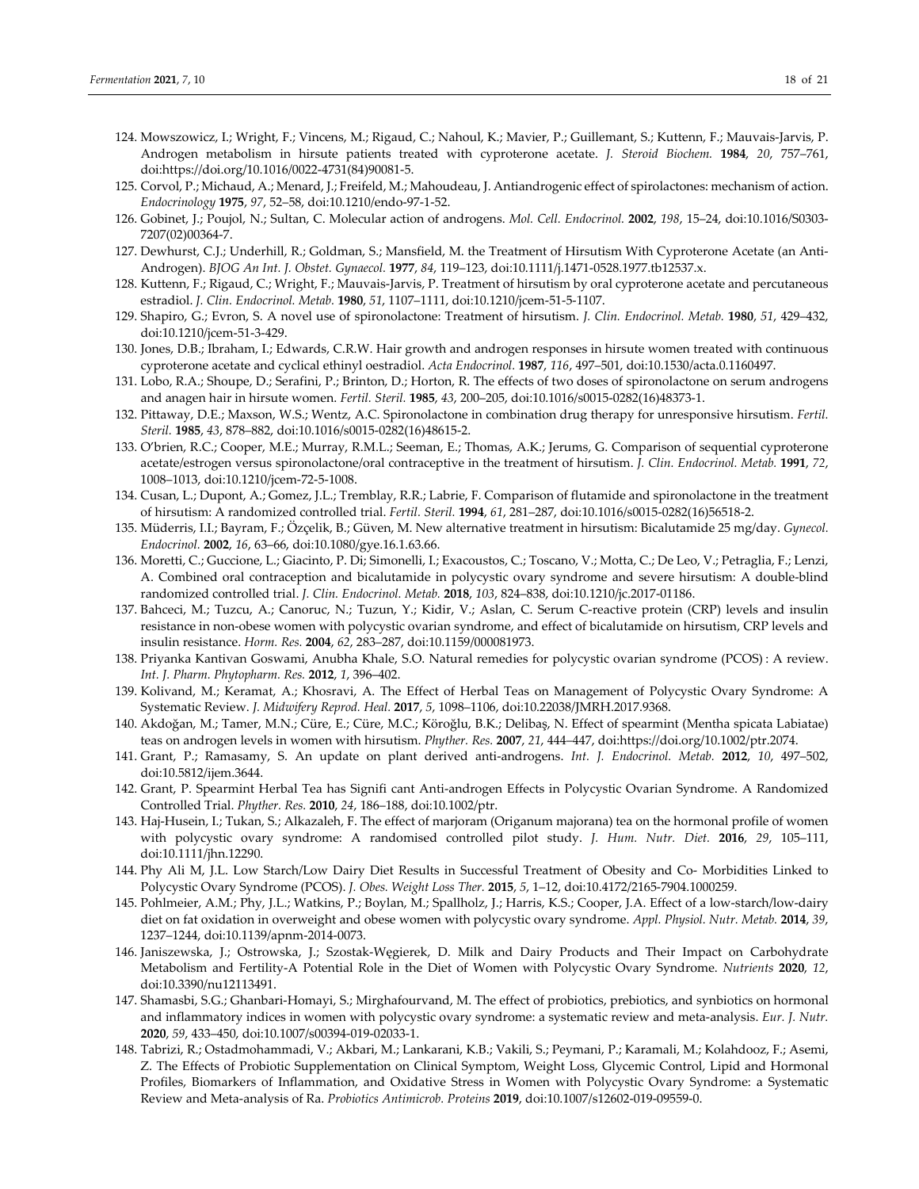124. Mowszowicz, I.; Wright, F.; Vincens, M.; Rigaud, C.; Nahoul, K.; Mavier, P.; Guillemant, S.; Kuttenn, F.; Mauvais-Jarvis, P. Androgen metabolism in hirsute patients treated with cyproterone acetate. *J. Steroid Biochem.* **1984**, *20*, 757–761, doi:https://doi.org/10.1016/0022-4731(84)90081-5.
125. Corvol, P.; Michaud, A.; Menard, J.; Freifeld, M.; Mahoudeau, J. Antiandrogenic effect of spirolactones: mechanism of action. *Endocrinology* **1975**, *97*, 52–58, doi:10.1210/endo-97-1-52.
126. Gobinet, J.; Poujol, N.; Sultan, C. Molecular action of androgens. *Mol. Cell. Endocrinol.* **2002**, *198*, 15–24, doi:10.1016/S0303-7207(02)00364-7.
127. Dewhurst, C.J.; Underhill, R.; Goldman, S.; Mansfield, M. the Treatment of Hirsutism With Cyproterone Acetate (an Anti-Androgen). *BJOG An Int. J. Obstet. Gynaecol.* **1977**, *84*, 119–123, doi:10.1111/j.1471-0528.1977.tb12537.x.
128. Kuttenn, F.; Rigaud, C.; Wright, F.; Mauvais-Jarvis, P. Treatment of hirsutism by oral cyproterone acetate and percutaneous estradiol. *J. Clin. Endocrinol. Metab.* **1980**, *51*, 1107–1111, doi:10.1210/jcem-51-5-1107.
129. Shapiro, G.; Evron, S. A novel use of spironolactone: Treatment of hirsutism. *J. Clin. Endocrinol. Metab.* **1980**, *51*, 429–432, doi:10.1210/jcem-51-3-429.
130. Jones, D.B.; Ibraham, I.; Edwards, C.R.W. Hair growth and androgen responses in hirsute women treated with continuous cyproterone acetate and cyclical ethinyl oestradiol. *Acta Endocrinol.* **1987**, *116*, 497–501, doi:10.1530/acta.0.1160497.
131. Lobo, R.A.; Shoupe, D.; Serafini, P.; Brinton, D.; Horton, R. The effects of two doses of spironolactone on serum androgens and anagen hair in hirsute women. *Fertil. Steril.* **1985**, *43*, 200–205, doi:10.1016/s0015-0282(16)48373-1.
132. Pittaway, D.E.; Maxson, W.S.; Wentz, A.C. Spironolactone in combination drug therapy for unresponsive hirsutism. *Fertil. Steril.* **1985**, *43*, 878–882, doi:10.1016/s0015-0282(16)48615-2.
133. O'brien, R.C.; Cooper, M.E.; Murray, R.M.L.; Seeman, E.; Thomas, A.K.; Jerums, G. Comparison of sequential cyproterone acetate/estrogen versus spironolactone/oral contraceptive in the treatment of hirsutism. *J. Clin. Endocrinol. Metab.* **1991**, *72*, 1008–1013, doi:10.1210/jcem-72-5-1008.
134. Cusan, L.; Dupont, A.; Gomez, J.L.; Tremblay, R.R.; Labrie, F. Comparison of flutamide and spironolactone in the treatment of hirsutism: A randomized controlled trial. *Fertil. Steril.* **1994**, *61*, 281–287, doi:10.1016/s0015-0282(16)56518-2.
135. Müderris, I.I.; Bayram, F.; Özçelik, B.; Güven, M. New alternative treatment in hirsutism: Bicalutamide 25 mg/day. *Gynecol. Endocrinol.* **2002**, *16*, 63–66, doi:10.1080/gye.16.1.63.66.
136. Moretti, C.; Guccione, L.; Giacinto, P. Di; Simonelli, I.; Exacoustos, C.; Toscano, V.; Motta, C.; De Leo, V.; Petraglia, F.; Lenzi, A. Combined oral contraception and bicalutamide in polycystic ovary syndrome and severe hirsutism: A double-blind randomized controlled trial. *J. Clin. Endocrinol. Metab.* **2018**, *103*, 824–838, doi:10.1210/jc.2017-01186.
137. Bahceci, M.; Tuzcu, A.; Canoruc, N.; Tuzun, Y.; Kidir, V.; Aslan, C. Serum C-reactive protein (CRP) levels and insulin resistance in non-obese women with polycystic ovarian syndrome, and effect of bicalutamide on hirsutism, CRP levels and insulin resistance. *Horm. Res.* **2004**, *62*, 283–287, doi:10.1159/000081973.
138. Priyanka Kantivan Goswami, Anubha Khale, S.O. Natural remedies for polycystic ovarian syndrome (PCOS) : A review. *Int. J. Pharm. Phytopharm. Res.* **2012**, *1*, 396–402.
139. Kolivand, M.; Keramat, A.; Khosravi, A. The Effect of Herbal Teas on Management of Polycystic Ovary Syndrome: A Systematic Review. *J. Midwifery Reprod. Heal.* **2017**, *5*, 1098–1106, doi:10.22038/JMRH.2017.9368.
140. Akdoğan, M.; Tamer, M.N.; Cüre, E.; Cüre, M.C.; Köroğlu, B.K.; Delibaş, N. Effect of spearmint (Mentha spicata Labiatae) teas on androgen levels in women with hirsutism. *Phyther. Res.* **2007**, *21*, 444–447, doi:https://doi.org/10.1002/ptr.2074.
141. Grant, P.; Ramasamy, S. An update on plant derived anti-androgens. *Int. J. Endocrinol. Metab.* **2012**, *10*, 497–502, doi:10.5812/ijem.3644.
142. Grant, P. Spearmint Herbal Tea has Signifi cant Anti-androgen Effects in Polycystic Ovarian Syndrome. A Randomized Controlled Trial. *Phyther. Res.* **2010**, *24*, 186–188, doi:10.1002/ptr.
143. Haj-Husein, I.; Tukan, S.; Alkazaleh, F. The effect of marjoram (Origanum majorana) tea on the hormonal profile of women with polycystic ovary syndrome: A randomised controlled pilot study. *J. Hum. Nutr. Diet.* **2016**, *29*, 105–111, doi:10.1111/jhn.12290.
144. Phy Ali M, J.L. Low Starch/Low Dairy Diet Results in Successful Treatment of Obesity and Co- Morbidities Linked to Polycystic Ovary Syndrome (PCOS). *J. Obes. Weight Loss Ther.* **2015**, *5*, 1–12, doi:10.4172/2165-7904.1000259.
145. Pohlmeier, A.M.; Phy, J.L.; Watkins, P.; Boylan, M.; Spallholz, J.; Harris, K.S.; Cooper, J.A. Effect of a low-starch/low-dairy diet on fat oxidation in overweight and obese women with polycystic ovary syndrome. *Appl. Physiol. Nutr. Metab.* **2014**, *39*, 1237–1244, doi:10.1139/apnm-2014-0073.
146. Janiszewska, J.; Ostrowska, J.; Szostak-Węgierek, D. Milk and Dairy Products and Their Impact on Carbohydrate Metabolism and Fertility-A Potential Role in the Diet of Women with Polycystic Ovary Syndrome. *Nutrients* **2020**, *12*, doi:10.3390/nu12113491.
147. Shamasbi, S.G.; Ghanbari-Homayi, S.; Mirghafourvand, M. The effect of probiotics, prebiotics, and synbiotics on hormonal and inflammatory indices in women with polycystic ovary syndrome: a systematic review and meta-analysis. *Eur. J. Nutr.* **2020**, *59*, 433–450, doi:10.1007/s00394-019-02033-1.
148. Tabrizi, R.; Ostadmohammadi, V.; Akbari, M.; Lankarani, K.B.; Vakili, S.; Peymani, P.; Karamali, M.; Kolahdooz, F.; Asemi, Z. The Effects of Probiotic Supplementation on Clinical Symptom, Weight Loss, Glycemic Control, Lipid and Hormonal Profiles, Biomarkers of Inflammation, and Oxidative Stress in Women with Polycystic Ovary Syndrome: a Systematic Review and Meta-analysis of Ra. *Probiotics Antimicrob. Proteins* **2019**, doi:10.1007/s12602-019-09559-0.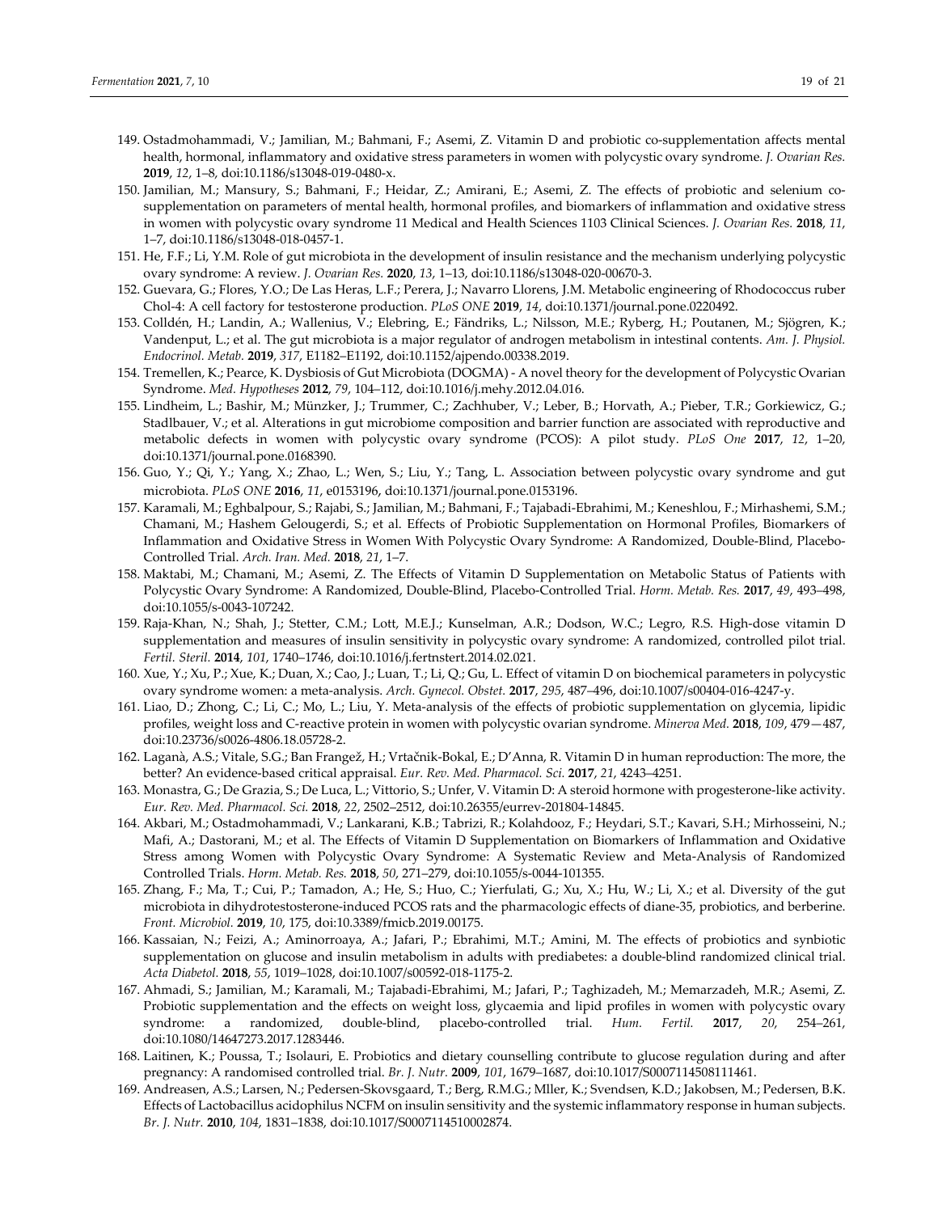149. Ostadmohammadi, V.; Jamilian, M.; Bahmani, F.; Asemi, Z. Vitamin D and probiotic co-supplementation affects mental health, hormonal, inflammatory and oxidative stress parameters in women with polycystic ovary syndrome. *J. Ovarian Res.* **2019**, *12*, 1–8, doi:10.1186/s13048-019-0480-x.
150. Jamilian, M.; Mansury, S.; Bahmani, F.; Heidar, Z.; Amirani, E.; Asemi, Z. The effects of probiotic and selenium co-supplementation on parameters of mental health, hormonal profiles, and biomarkers of inflammation and oxidative stress in women with polycystic ovary syndrome 11 Medical and Health Sciences 1103 Clinical Sciences. *J. Ovarian Res.* **2018**, *11*, 1–7, doi:10.1186/s13048-018-0457-1.
151. He, F.F.; Li, Y.M. Role of gut microbiota in the development of insulin resistance and the mechanism underlying polycystic ovary syndrome: A review. *J. Ovarian Res.* **2020**, *13*, 1–13, doi:10.1186/s13048-020-00670-3.
152. Guevara, G.; Flores, Y.O.; De Las Heras, L.F.; Perera, J.; Navarro Llorens, J.M. Metabolic engineering of Rhodococcus ruber Chol-4: A cell factory for testosterone production. *PLoS ONE* **2019**, *14*, doi:10.1371/journal.pone.0220492.
153. Colldén, H.; Landin, A.; Wallenius, V.; Elebring, E.; Fändriks, L.; Nilsson, M.E.; Ryberg, H.; Poutanen, M.; Sjögren, K.; Vandenput, L.; et al. The gut microbiota is a major regulator of androgen metabolism in intestinal contents. *Am. J. Physiol. Endocrinol. Metab.* **2019**, *317*, E1182–E1192, doi:10.1152/ajpendo.00338.2019.
154. Tremellen, K.; Pearce, K. Dysbiosis of Gut Microbiota (DOGMA) - A novel theory for the development of Polycystic Ovarian Syndrome. *Med. Hypotheses* **2012**, *79*, 104–112, doi:10.1016/j.mehy.2012.04.016.
155. Lindheim, L.; Bashir, M.; Münzker, J.; Trummer, C.; Zachhuber, V.; Leber, B.; Horvath, A.; Pieber, T.R.; Gorkiewicz, G.; Stadlbauer, V.; et al. Alterations in gut microbiome composition and barrier function are associated with reproductive and metabolic defects in women with polycystic ovary syndrome (PCOS): A pilot study. *PLoS One* **2017**, *12*, 1–20, doi:10.1371/journal.pone.0168390.
156. Guo, Y.; Qi, Y.; Yang, X.; Zhao, L.; Wen, S.; Liu, Y.; Tang, L. Association between polycystic ovary syndrome and gut microbiota. *PLoS ONE* **2016**, *11*, e0153196, doi:10.1371/journal.pone.0153196.
157. Karamali, M.; Eghbalpour, S.; Rajabi, S.; Jamilian, M.; Bahmani, F.; Tajabadi-Ebrahimi, M.; Keneshlou, F.; Mirhashemi, S.M.; Chamani, M.; Hashem Gelougerdi, S.; et al. Effects of Probiotic Supplementation on Hormonal Profiles, Biomarkers of Inflammation and Oxidative Stress in Women With Polycystic Ovary Syndrome: A Randomized, Double-Blind, Placebo-Controlled Trial. *Arch. Iran. Med.* **2018**, *21*, 1–7.
158. Maktabi, M.; Chamani, M.; Asemi, Z. The Effects of Vitamin D Supplementation on Metabolic Status of Patients with Polycystic Ovary Syndrome: A Randomized, Double-Blind, Placebo-Controlled Trial. *Horm. Metab. Res.* **2017**, *49*, 493–498, doi:10.1055/s-0043-107242.
159. Raja-Khan, N.; Shah, J.; Stetter, C.M.; Lott, M.E.J.; Kunselman, A.R.; Dodson, W.C.; Legro, R.S. High-dose vitamin D supplementation and measures of insulin sensitivity in polycystic ovary syndrome: A randomized, controlled pilot trial. *Fertil. Steril.* **2014**, *101*, 1740–1746, doi:10.1016/j.fertnstert.2014.02.021.
160. Xue, Y.; Xu, P.; Xue, K.; Duan, X.; Cao, J.; Luan, T.; Li, Q.; Gu, L. Effect of vitamin D on biochemical parameters in polycystic ovary syndrome women: a meta-analysis. *Arch. Gynecol. Obstet.* **2017**, *295*, 487–496, doi:10.1007/s00404-016-4247-y.
161. Liao, D.; Zhong, C.; Li, C.; Mo, L.; Liu, Y. Meta-analysis of the effects of probiotic supplementation on glycemia, lipidic profiles, weight loss and C-reactive protein in women with polycystic ovarian syndrome. *Minerva Med.* **2018**, *109*, 479—487, doi:10.23736/s0026-4806.18.05728-2.
162. Laganà, A.S.; Vitale, S.G.; Ban Frangež, H.; Vrtačnik-Bokal, E.; D'Anna, R. Vitamin D in human reproduction: The more, the better? An evidence-based critical appraisal. *Eur. Rev. Med. Pharmacol. Sci.* **2017**, *21*, 4243–4251.
163. Monastra, G.; De Grazia, S.; De Luca, L.; Vittorio, S.; Unfer, V. Vitamin D: A steroid hormone with progesterone-like activity. *Eur. Rev. Med. Pharmacol. Sci.* **2018**, *22*, 2502–2512, doi:10.26355/eurrev-201804-14845.
164. Akbari, M.; Ostadmohammadi, V.; Lankarani, K.B.; Tabrizi, R.; Kolahdooz, F.; Heydari, S.T.; Kavari, S.H.; Mirhosseini, N.; Mafi, A.; Dastorani, M.; et al. The Effects of Vitamin D Supplementation on Biomarkers of Inflammation and Oxidative Stress among Women with Polycystic Ovary Syndrome: A Systematic Review and Meta-Analysis of Randomized Controlled Trials. *Horm. Metab. Res.* **2018**, *50*, 271–279, doi:10.1055/s-0044-101355.
165. Zhang, F.; Ma, T.; Cui, P.; Tamadon, A.; He, S.; Huo, C.; Yierfulati, G.; Xu, X.; Hu, W.; Li, X.; et al. Diversity of the gut microbiota in dihydrotestosterone-induced PCOS rats and the pharmacologic effects of diane-35, probiotics, and berberine. *Front. Microbiol.* **2019**, *10*, 175, doi:10.3389/fmicb.2019.00175.
166. Kassaian, N.; Feizi, A.; Aminorroaya, A.; Jafari, P.; Ebrahimi, M.T.; Amini, M. The effects of probiotics and synbiotic supplementation on glucose and insulin metabolism in adults with prediabetes: a double-blind randomized clinical trial. *Acta Diabetol.* **2018**, *55*, 1019–1028, doi:10.1007/s00592-018-1175-2.
167. Ahmadi, S.; Jamilian, M.; Karamali, M.; Tajabadi-Ebrahimi, M.; Jafari, P.; Taghizadeh, M.; Memarzadeh, M.R.; Asemi, Z. Probiotic supplementation and the effects on weight loss, glycaemia and lipid profiles in women with polycystic ovary syndrome: a randomized, double-blind, placebo-controlled trial. *Hum. Fertil.* **2017**, *20*, 254–261, doi:10.1080/14647273.2017.1283446.
168. Laitinen, K.; Poussa, T.; Isolauri, E. Probiotics and dietary counselling contribute to glucose regulation during and after pregnancy: A randomised controlled trial. *Br. J. Nutr.* **2009**, *101*, 1679–1687, doi:10.1017/S0007114508111461.
169. Andreasen, A.S.; Larsen, N.; Pedersen-Skovsgaard, T.; Berg, R.M.G.; Mller, K.; Svendsen, K.D.; Jakobsen, M.; Pedersen, B.K. Effects of Lactobacillus acidophilus NCFM on insulin sensitivity and the systemic inflammatory response in human subjects. *Br. J. Nutr.* **2010**, *104*, 1831–1838, doi:10.1017/S0007114510002874.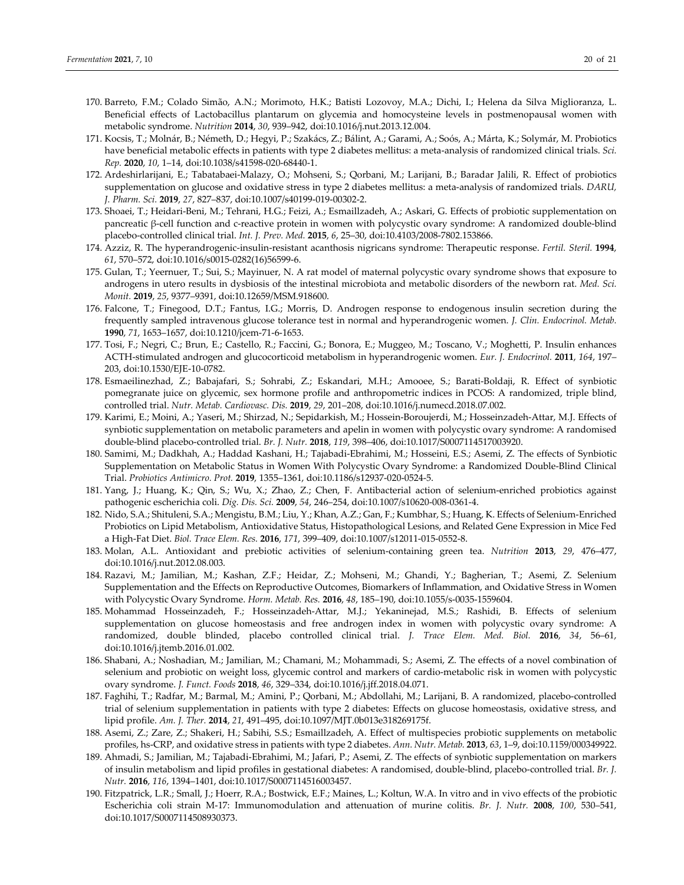170. Barreto, F.M.; Colado Simão, A.N.; Morimoto, H.K.; Batisti Lozovoy, M.A.; Dichi, I.; Helena da Silva Miglioranza, L. Beneficial effects of Lactobacillus plantarum on glycemia and homocysteine levels in postmenopausal women with metabolic syndrome. *Nutrition* **2014**, *30*, 939–942, doi:10.1016/j.nut.2013.12.004.
171. Kocsis, T.; Molnár, B.; Németh, D.; Hegyi, P.; Szakács, Z.; Bálint, A.; Garami, A.; Soós, A.; Márta, K.; Solymár, M. Probiotics have beneficial metabolic effects in patients with type 2 diabetes mellitus: a meta-analysis of randomized clinical trials. *Sci. Rep.* **2020**, *10*, 1–14, doi:10.1038/s41598-020-68440-1.
172. Ardeshirlarijani, E.; Tabatabaei-Malazy, O.; Mohseni, S.; Qorbani, M.; Larijani, B.; Baradar Jalili, R. Effect of probiotics supplementation on glucose and oxidative stress in type 2 diabetes mellitus: a meta-analysis of randomized trials. *DARU, J. Pharm. Sci.* **2019**, *27*, 827–837, doi:10.1007/s40199-019-00302-2.
173. Shoaei, T.; Heidari-Beni, M.; Tehrani, H.G.; Feizi, A.; Esmaillzadeh, A.; Askari, G. Effects of probiotic supplementation on pancreatic β-cell function and c-reactive protein in women with polycystic ovary syndrome: A randomized double-blind placebo-controlled clinical trial. *Int. J. Prev. Med.* **2015**, *6*, 25–30, doi:10.4103/2008-7802.153866.
174. Azziz, R. The hyperandrogenic-insulin-resistant acanthosis nigricans syndrome: Therapeutic response. *Fertil. Steril.* **1994**, *61*, 570–572, doi:10.1016/s0015-0282(16)56599-6.
175. Gulan, T.; Yeernuer, T.; Sui, S.; Mayinuer, N. A rat model of maternal polycystic ovary syndrome shows that exposure to androgens in utero results in dysbiosis of the intestinal microbiota and metabolic disorders of the newborn rat. *Med. Sci. Monit.* **2019**, *25*, 9377–9391, doi:10.12659/MSM.918600.
176. Falcone, T.; Finegood, D.T.; Fantus, I.G.; Morris, D. Androgen response to endogenous insulin secretion during the frequently sampled intravenous glucose tolerance test in normal and hyperandrogenic women. *J. Clin. Endocrinol. Metab.* **1990**, *71*, 1653–1657, doi:10.1210/jcem-71-6-1653.
177. Tosi, F.; Negri, C.; Brun, E.; Castello, R.; Faccini, G.; Bonora, E.; Muggeo, M.; Toscano, V.; Moghetti, P. Insulin enhances ACTH-stimulated androgen and glucocorticoid metabolism in hyperandrogenic women. *Eur. J. Endocrinol.* **2011**, *164*, 197–203, doi:10.1530/EJE-10-0782.
178. Esmaeilinezhad, Z.; Babajafari, S.; Sohrabi, Z.; Eskandari, M.H.; Amooee, S.; Barati-Boldaji, R. Effect of synbiotic pomegranate juice on glycemic, sex hormone profile and anthropometric indices in PCOS: A randomized, triple blind, controlled trial. *Nutr. Metab. Cardiovasc. Dis.* **2019**, *29*, 201–208, doi:10.1016/j.numecd.2018.07.002.
179. Karimi, E.; Moini, A.; Yaseri, M.; Shirzad, N.; Sepidarkish, M.; Hossein-Boroujerdi, M.; Hosseinzadeh-Attar, M.J. Effects of synbiotic supplementation on metabolic parameters and apelin in women with polycystic ovary syndrome: A randomised double-blind placebo-controlled trial. *Br. J. Nutr.* **2018**, *119*, 398–406, doi:10.1017/S0007114517003920.
180. Samimi, M.; Dadkhah, A.; Haddad Kashani, H.; Tajabadi-Ebrahimi, M.; Hosseini, E.S.; Asemi, Z. The effects of Synbiotic Supplementation on Metabolic Status in Women With Polycystic Ovary Syndrome: a Randomized Double-Blind Clinical Trial. *Probiotics Antimicro. Prot.* **2019**, 1355–1361, doi:10.1186/s12937-020-0524-5.
181. Yang, J.; Huang, K.; Qin, S.; Wu, X.; Zhao, Z.; Chen, F. Antibacterial action of selenium-enriched probiotics against pathogenic escherichia coli. *Dig. Dis. Sci.* **2009**, *54*, 246–254, doi:10.1007/s10620-008-0361-4.
182. Nido, S.A.; Shituleni, S.A.; Mengistu, B.M.; Liu, Y.; Khan, A.Z.; Gan, F.; Kumbhar, S.; Huang, K. Effects of Selenium-Enriched Probiotics on Lipid Metabolism, Antioxidative Status, Histopathological Lesions, and Related Gene Expression in Mice Fed a High-Fat Diet. *Biol. Trace Elem. Res.* **2016**, *171*, 399–409, doi:10.1007/s12011-015-0552-8.
183. Molan, A.L. Antioxidant and prebiotic activities of selenium-containing green tea. *Nutrition* **2013**, *29*, 476–477, doi:10.1016/j.nut.2012.08.003.
184. Razavi, M.; Jamilian, M.; Kashan, Z.F.; Heidar, Z.; Mohseni, M.; Ghandi, Y.; Bagherian, T.; Asemi, Z. Selenium Supplementation and the Effects on Reproductive Outcomes, Biomarkers of Inflammation, and Oxidative Stress in Women with Polycystic Ovary Syndrome. *Horm. Metab. Res.* **2016**, *48*, 185–190, doi:10.1055/s-0035-1559604.
185. Mohammad Hosseinzadeh, F.; Hosseinzadeh-Attar, M.J.; Yekaninejad, M.S.; Rashidi, B. Effects of selenium supplementation on glucose homeostasis and free androgen index in women with polycystic ovary syndrome: A randomized, double blinded, placebo controlled clinical trial. *J. Trace Elem. Med. Biol.* **2016**, *34*, 56–61, doi:10.1016/j.jtemb.2016.01.002.
186. Shabani, A.; Noshadian, M.; Jamilian, M.; Chamani, M.; Mohammadi, S.; Asemi, Z. The effects of a novel combination of selenium and probiotic on weight loss, glycemic control and markers of cardio-metabolic risk in women with polycystic ovary syndrome. *J. Funct. Foods* **2018**, *46*, 329–334, doi:10.1016/j.jff.2018.04.071.
187. Faghihi, T.; Radfar, M.; Barmal, M.; Amini, P.; Qorbani, M.; Abdollahi, M.; Larijani, B. A randomized, placebo-controlled trial of selenium supplementation in patients with type 2 diabetes: Effects on glucose homeostasis, oxidative stress, and lipid profile. *Am. J. Ther.* **2014**, *21*, 491–495, doi:10.1097/MJT.0b013e318269175f.
188. Asemi, Z.; Zare, Z.; Shakeri, H.; Sabihi, S.S.; Esmaillzadeh, A. Effect of multispecies probiotic supplements on metabolic profiles, hs-CRP, and oxidative stress in patients with type 2 diabetes. *Ann. Nutr. Metab.* **2013**, *63*, 1–9, doi:10.1159/000349922.
189. Ahmadi, S.; Jamilian, M.; Tajabadi-Ebrahimi, M.; Jafari, P.; Asemi, Z. The effects of synbiotic supplementation on markers of insulin metabolism and lipid profiles in gestational diabetes: A randomised, double-blind, placebo-controlled trial. *Br. J. Nutr.* **2016**, *116*, 1394–1401, doi:10.1017/S0007114516003457.
190. Fitzpatrick, L.R.; Small, J.; Hoerr, R.A.; Bostwick, E.F.; Maines, L.; Koltun, W.A. In vitro and in vivo effects of the probiotic Escherichia coli strain M-17: Immunomodulation and attenuation of murine colitis. *Br. J. Nutr.* **2008**, *100*, 530–541, doi:10.1017/S0007114508930373.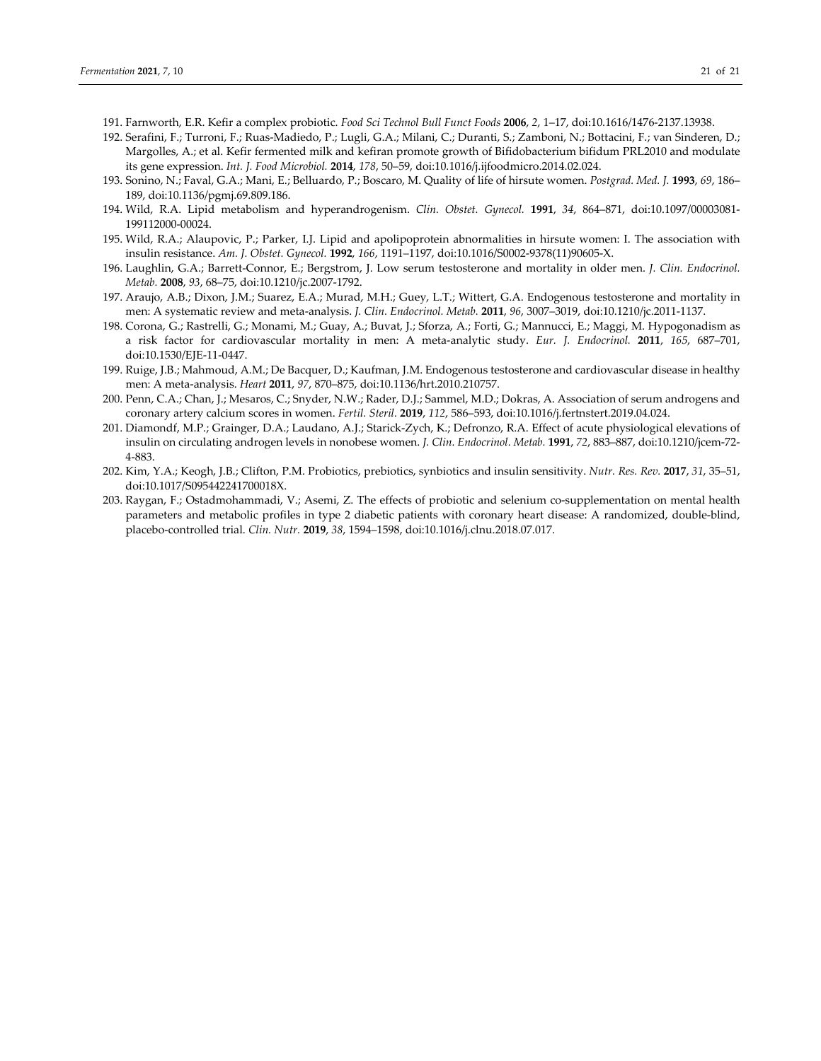191. Farnworth, E.R. Kefir a complex probiotic. *Food Sci Technol Bull Funct Foods* **2006**, *2*, 1–17, doi:10.1616/1476-2137.13938.
192. Serafini, F.; Turroni, F.; Ruas-Madiedo, P.; Lugli, G.A.; Milani, C.; Duranti, S.; Zamboni, N.; Bottacini, F.; van Sinderen, D.; Margolles, A.; et al. Kefir fermented milk and kefiran promote growth of Bifidobacterium bifidum PRL2010 and modulate its gene expression. *Int. J. Food Microbiol.* **2014**, *178*, 50–59, doi:10.1016/j.ijfoodmicro.2014.02.024.
193. Sonino, N.; Faval, G.A.; Mani, E.; Belluardo, P.; Boscaro, M. Quality of life of hirsute women. *Postgrad. Med. J.* **1993**, *69*, 186–189, doi:10.1136/pgmj.69.809.186.
194. Wild, R.A. Lipid metabolism and hyperandrogenism. *Clin. Obstet. Gynecol.* **1991**, *34*, 864–871, doi:10.1097/00003081-199112000-00024.
195. Wild, R.A.; Alaupovic, P.; Parker, I.J. Lipid and apolipoprotein abnormalities in hirsute women: I. The association with insulin resistance. *Am. J. Obstet. Gynecol.* **1992**, *166*, 1191–1197, doi:10.1016/S0002-9378(11)90605-X.
196. Laughlin, G.A.; Barrett-Connor, E.; Bergstrom, J. Low serum testosterone and mortality in older men. *J. Clin. Endocrinol. Metab.* **2008**, *93*, 68–75, doi:10.1210/jc.2007-1792.
197. Araujo, A.B.; Dixon, J.M.; Suarez, E.A.; Murad, M.H.; Guey, L.T.; Wittert, G.A. Endogenous testosterone and mortality in men: A systematic review and meta-analysis. *J. Clin. Endocrinol. Metab.* **2011**, *96*, 3007–3019, doi:10.1210/jc.2011-1137.
198. Corona, G.; Rastrelli, G.; Monami, M.; Guay, A.; Buvat, J.; Sforza, A.; Forti, G.; Mannucci, E.; Maggi, M. Hypogonadism as a risk factor for cardiovascular mortality in men: A meta-analytic study. *Eur. J. Endocrinol.* **2011**, *165*, 687–701, doi:10.1530/EJE-11-0447.
199. Ruige, J.B.; Mahmoud, A.M.; De Bacquer, D.; Kaufman, J.M. Endogenous testosterone and cardiovascular disease in healthy men: A meta-analysis. *Heart* **2011**, *97*, 870–875, doi:10.1136/hrt.2010.210757.
200. Penn, C.A.; Chan, J.; Mesaros, C.; Snyder, N.W.; Rader, D.J.; Sammel, M.D.; Dokras, A. Association of serum androgens and coronary artery calcium scores in women. *Fertil. Steril.* **2019**, *112*, 586–593, doi:10.1016/j.fertnstert.2019.04.024.
201. Diamondf, M.P.; Grainger, D.A.; Laudano, A.J.; Starick-Zych, K.; Defronzo, R.A. Effect of acute physiological elevations of insulin on circulating androgen levels in nonobese women. *J. Clin. Endocrinol. Metab.* **1991**, *72*, 883–887, doi:10.1210/jcem-72-4-883.
202. Kim, Y.A.; Keogh, J.B.; Clifton, P.M. Probiotics, prebiotics, synbiotics and insulin sensitivity. *Nutr. Res. Rev.* **2017**, *31*, 35–51, doi:10.1017/S095442241700018X.
203. Raygan, F.; Ostadmohammadi, V.; Asemi, Z. The effects of probiotic and selenium co-supplementation on mental health parameters and metabolic profiles in type 2 diabetic patients with coronary heart disease: A randomized, double-blind, placebo-controlled trial. *Clin. Nutr.* **2019**, *38*, 1594–1598, doi:10.1016/j.clnu.2018.07.017.